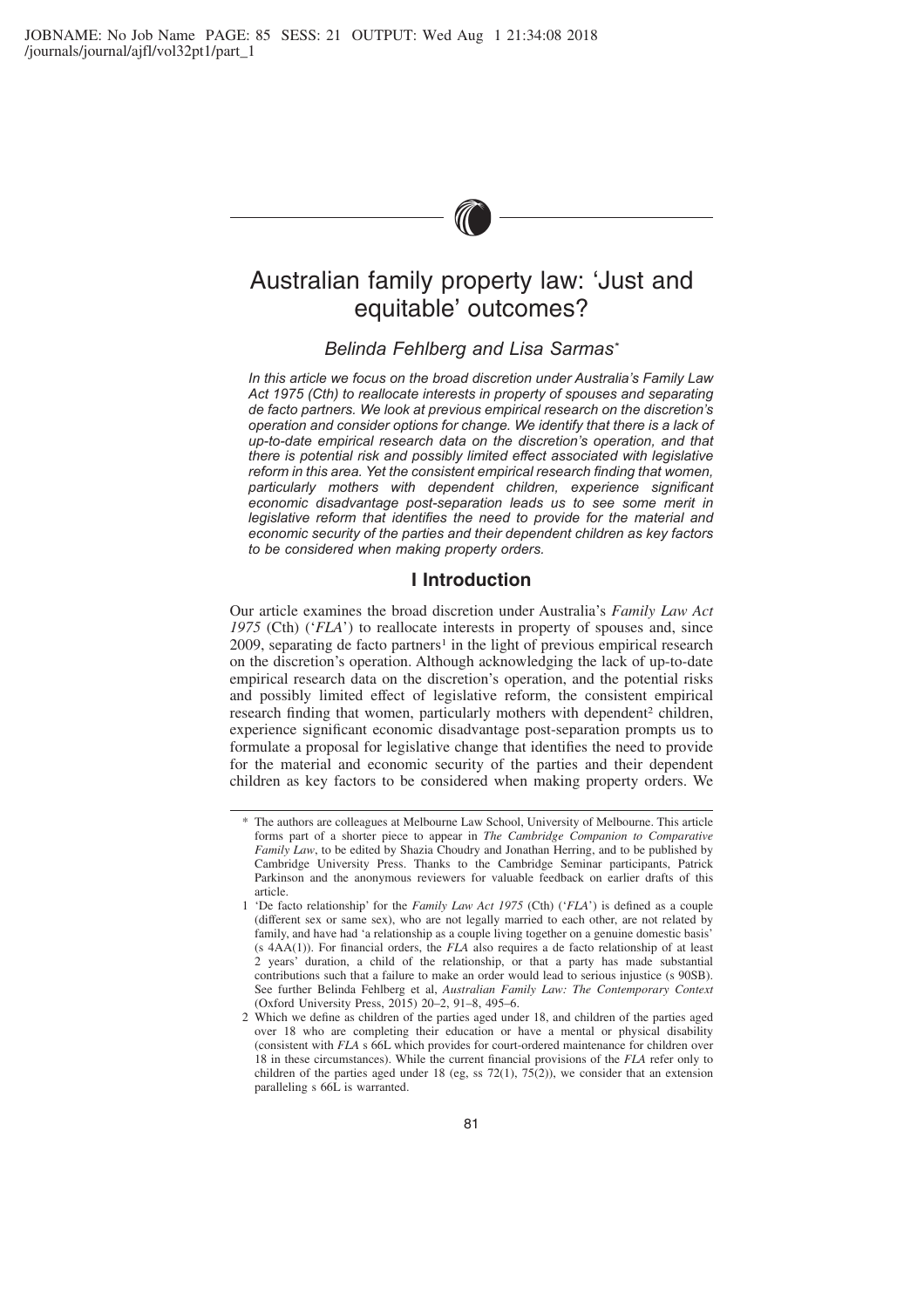# Australian family property law: 'Just and equitable' outcomes?

*Belinda Fehlberg and Lisa Sarmas*\*

*In this article we focus on the broad discretion under Australia's Family Law Act 1975 (Cth) to reallocate interests in property of spouses and separating de facto partners. We look at previous empirical research on the discretion's operation and consider options for change. We identify that there is a lack of up-to-date empirical research data on the discretion's operation, and that there is potential risk and possibly limited effect associated with legislative reform in this area. Yet the consistent empirical research finding that women, particularly mothers with dependent children, experience significant economic disadvantage post-separation leads us to see some merit in legislative reform that identifies the need to provide for the material and economic security of the parties and their dependent children as key factors to be considered when making property orders.*

## I Introduction

Our article examines the broad discretion under Australia's *Family Law Act 1975* (Cth) ('*FLA*') to reallocate interests in property of spouses and, since 2009, separating de facto partners[1] in the light of previous empirical research on the discretion's operation. Although acknowledging the lack of up-to-date empirical research data on the discretion's operation, and the potential risks and possibly limited effect of legislative reform, the consistent empirical research finding that women, particularly mothers with dependent[2] children, experience significant economic disadvantage post-separation prompts us to formulate a proposal for legislative change that identifies the need to provide for the material and economic security of the parties and their dependent children as key factors to be considered when making property orders. We

---

\* The authors are colleagues at Melbourne Law School, University of Melbourne. This article forms part of a shorter piece to appear in *The Cambridge Companion to Comparative Family Law*, to be edited by Shazia Choudry and Jonathan Herring, and to be published by Cambridge University Press. Thanks to the Cambridge Seminar participants, Patrick Parkinson and the anonymous reviewers for valuable feedback on earlier drafts of this article.

1 'De facto relationship' for the *Family Law Act 1975* (Cth) ('*FLA*') is defined as a couple (different sex or same sex), who are not legally married to each other, are not related by family, and have had 'a relationship as a couple living together on a genuine domestic basis' (s 4AA(1)). For financial orders, the *FLA* also requires a de facto relationship of at least 2 years' duration, a child of the relationship, or that a party has made substantial contributions such that a failure to make an order would lead to serious injustice (s 90SB). See further Belinda Fehlberg et al, *Australian Family Law: The Contemporary Context* (Oxford University Press, 2015) 20–2, 91–8, 495–6.

2 Which we define as children of the parties aged under 18, and children of the parties aged over 18 who are completing their education or have a mental or physical disability (consistent with *FLA* s 66L which provides for court-ordered maintenance for children over 18 in these circumstances). While the current financial provisions of the *FLA* refer only to children of the parties aged under 18 (eg, ss 72(1), 75(2)), we consider that an extension paralleling s 66L is warranted.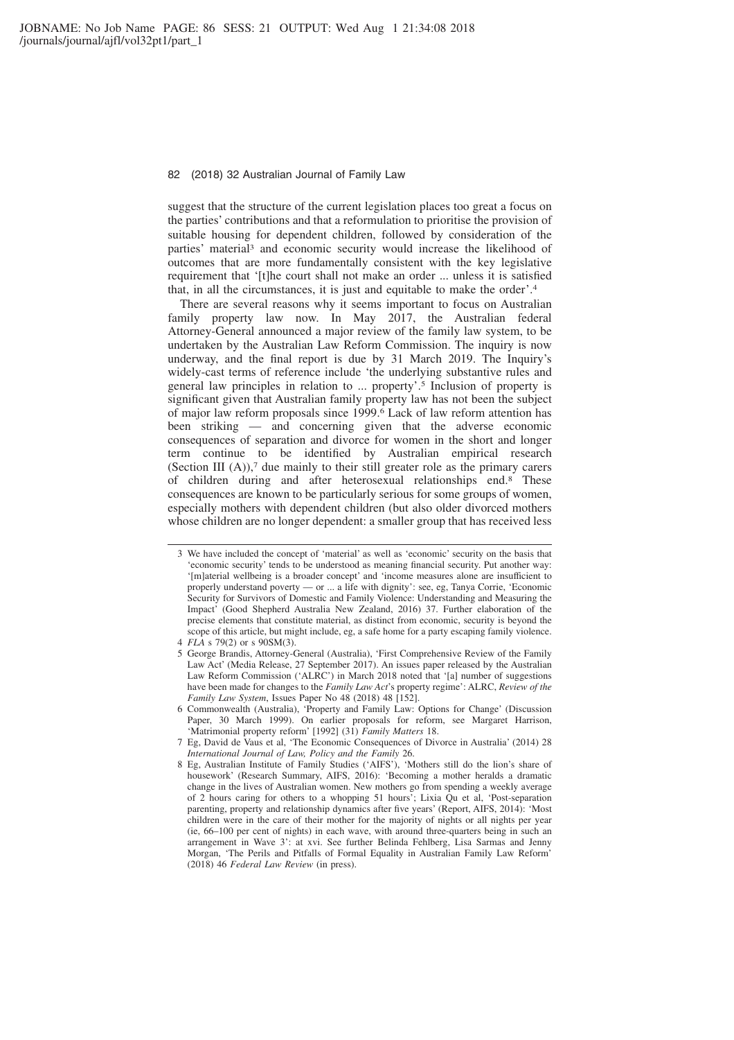suggest that the structure of the current legislation places too great a focus on the parties' contributions and that a reformulation to prioritise the provision of suitable housing for dependent children, followed by consideration of the parties' material[3] and economic security would increase the likelihood of outcomes that are more fundamentally consistent with the key legislative requirement that '[t]he court shall not make an order ... unless it is satisfied that, in all the circumstances, it is just and equitable to make the order'.[4]

There are several reasons why it seems important to focus on Australian family property law now. In May 2017, the Australian federal Attorney-General announced a major review of the family law system, to be undertaken by the Australian Law Reform Commission. The inquiry is now underway, and the final report is due by 31 March 2019. The Inquiry's widely-cast terms of reference include 'the underlying substantive rules and general law principles in relation to ... property'.[5] Inclusion of property is significant given that Australian family property law has not been the subject of major law reform proposals since 1999.[6] Lack of law reform attention has been striking — and concerning given that the adverse economic consequences of separation and divorce for women in the short and longer term continue to be identified by Australian empirical research (Section III (A)),[7] due mainly to their still greater role as the primary carers of children during and after heterosexual relationships end.[8] These consequences are known to be particularly serious for some groups of women, especially mothers with dependent children (but also older divorced mothers whose children are no longer dependent: a smaller group that has received less

---

3 We have included the concept of 'material' as well as 'economic' security on the basis that 'economic security' tends to be understood as meaning financial security. Put another way: '[m]aterial wellbeing is a broader concept' and 'income measures alone are insufficient to properly understand poverty — or ... a life with dignity': see, eg, Tanya Corrie, 'Economic Security for Survivors of Domestic and Family Violence: Understanding and Measuring the Impact' (Good Shepherd Australia New Zealand, 2016) 37. Further elaboration of the precise elements that constitute material, as distinct from economic, security is beyond the scope of this article, but might include, eg, a safe home for a party escaping family violence.

4 *FLA* s 79(2) or s 90SM(3).

5 George Brandis, Attorney-General (Australia), 'First Comprehensive Review of the Family Law Act' (Media Release, 27 September 2017). An issues paper released by the Australian Law Reform Commission ('ALRC') in March 2018 noted that '[a] number of suggestions have been made for changes to the *Family Law Act*'s property regime': ALRC, *Review of the Family Law System*, Issues Paper No 48 (2018) 48 [152].

6 Commonwealth (Australia), 'Property and Family Law: Options for Change' (Discussion Paper, 30 March 1999). On earlier proposals for reform, see Margaret Harrison, 'Matrimonial property reform' [1992] (31) *Family Matters* 18.

7 Eg, David de Vaus et al, 'The Economic Consequences of Divorce in Australia' (2014) 28 *International Journal of Law, Policy and the Family* 26.

8 Eg, Australian Institute of Family Studies ('AIFS'), 'Mothers still do the lion's share of housework' (Research Summary, AIFS, 2016): 'Becoming a mother heralds a dramatic change in the lives of Australian women. New mothers go from spending a weekly average of 2 hours caring for others to a whopping 51 hours'; Lixia Qu et al, 'Post-separation parenting, property and relationship dynamics after five years' (Report, AIFS, 2014): 'Most children were in the care of their mother for the majority of nights or all nights per year (ie, 66–100 per cent of nights) in each wave, with around three-quarters being in such an arrangement in Wave 3': at xvi. See further Belinda Fehlberg, Lisa Sarmas and Jenny Morgan, 'The Perils and Pitfalls of Formal Equality in Australian Family Law Reform' (2018) 46 *Federal Law Review* (in press).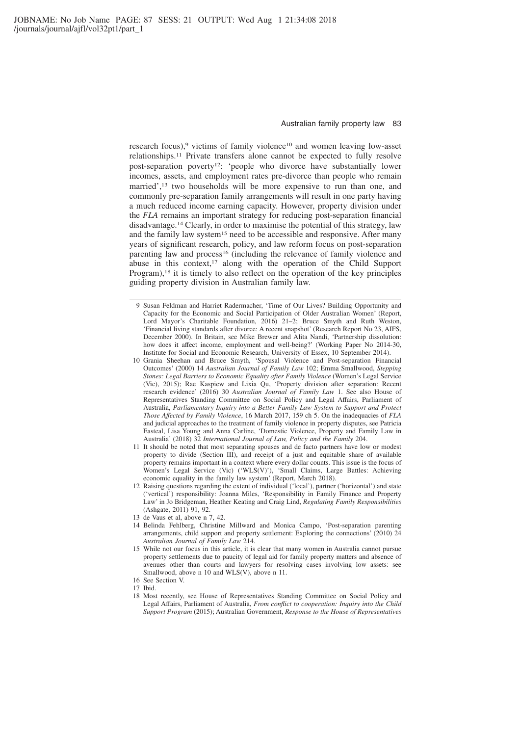research focus),[9] victims of family violence[10] and women leaving low-asset relationships.[11] Private transfers alone cannot be expected to fully resolve post-separation poverty[12]: 'people who divorce have substantially lower incomes, assets, and employment rates pre-divorce than people who remain married',[13] two households will be more expensive to run than one, and commonly pre-separation family arrangements will result in one party having a much reduced income earning capacity. However, property division under the *FLA* remains an important strategy for reducing post-separation financial disadvantage.[14] Clearly, in order to maximise the potential of this strategy, law and the family law system[15] need to be accessible and responsive. After many years of significant research, policy, and law reform focus on post-separation parenting law and process[16] (including the relevance of family violence and abuse in this context,[17] along with the operation of the Child Support Program),[18] it is timely to also reflect on the operation of the key principles guiding property division in Australian family law.

---

9 Susan Feldman and Harriet Radermacher, 'Time of Our Lives? Building Opportunity and Capacity for the Economic and Social Participation of Older Australian Women' (Report, Lord Mayor's Charitable Foundation, 2016) 21–2; Bruce Smyth and Ruth Weston, 'Financial living standards after divorce: A recent snapshot' (Research Report No 23, AIFS, December 2000). In Britain, see Mike Brewer and Alita Nandi, 'Partnership dissolution: how does it affect income, employment and well-being?' (Working Paper No 2014-30, Institute for Social and Economic Research, University of Essex, 10 September 2014).

10 Grania Sheehan and Bruce Smyth, 'Spousal Violence and Post-separation Financial Outcomes' (2000) 14 *Australian Journal of Family Law* 102; Emma Smallwood, *Stepping Stones: Legal Barriers to Economic Equality after Family Violence* (Women's Legal Service (Vic), 2015); Rae Kaspiew and Lixia Qu, 'Property division after separation: Recent research evidence' (2016) 30 *Australian Journal of Family Law* 1. See also House of Representatives Standing Committee on Social Policy and Legal Affairs, Parliament of Australia, *Parliamentary Inquiry into a Better Family Law System to Support and Protect Those Affected by Family Violence*, 16 March 2017, 159 ch 5. On the inadequacies of *FLA* and judicial approaches to the treatment of family violence in property disputes, see Patricia Easteal, Lisa Young and Anna Carline, 'Domestic Violence, Property and Family Law in Australia' (2018) 32 *International Journal of Law, Policy and the Family* 204.

11 It should be noted that most separating spouses and de facto partners have low or modest property to divide (Section III), and receipt of a just and equitable share of available property remains important in a context where every dollar counts. This issue is the focus of Women's Legal Service (Vic) ('WLS(V)'), 'Small Claims, Large Battles: Achieving economic equality in the family law system' (Report, March 2018).

12 Raising questions regarding the extent of individual ('local'), partner ('horizontal') and state ('vertical') responsibility: Joanna Miles, 'Responsibility in Family Finance and Property Law' in Jo Bridgeman, Heather Keating and Craig Lind, *Regulating Family Responsibilities* (Ashgate, 2011) 91, 92.

13 de Vaus et al, above n 7, 42.

14 Belinda Fehlberg, Christine Millward and Monica Campo, 'Post-separation parenting arrangements, child support and property settlement: Exploring the connections' (2010) 24 *Australian Journal of Family Law* 214.

15 While not our focus in this article, it is clear that many women in Australia cannot pursue property settlements due to paucity of legal aid for family property matters and absence of avenues other than courts and lawyers for resolving cases involving low assets: see Smallwood, above n 10 and WLS(V), above n 11.

16 See Section V.

17 Ibid.

18 Most recently, see House of Representatives Standing Committee on Social Policy and Legal Affairs, Parliament of Australia, *From conflict to cooperation: Inquiry into the Child Support Program* (2015); Australian Government, *Response to the House of Representatives*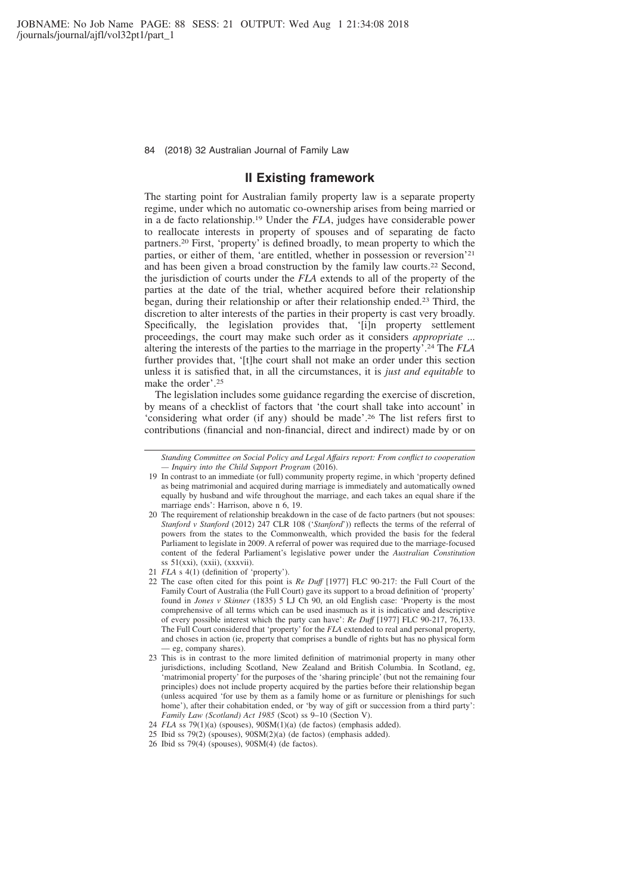## II Existing framework

The starting point for Australian family property law is a separate property regime, under which no automatic co-ownership arises from being married or in a de facto relationship.[19] Under the *FLA*, judges have considerable power to reallocate interests in property of spouses and of separating de facto partners.[20] First, 'property' is defined broadly, to mean property to which the parties, or either of them, 'are entitled, whether in possession or reversion'[21] and has been given a broad construction by the family law courts.[22] Second, the jurisdiction of courts under the *FLA* extends to all of the property of the parties at the date of the trial, whether acquired before their relationship began, during their relationship or after their relationship ended.[23] Third, the discretion to alter interests of the parties in their property is cast very broadly. Specifically, the legislation provides that, '[i]n property settlement proceedings, the court may make such order as it considers *appropriate* ... altering the interests of the parties to the marriage in the property'.[24] The *FLA* further provides that, '[t]he court shall not make an order under this section unless it is satisfied that, in all the circumstances, it is *just and equitable* to make the order'.[25]

The legislation includes some guidance regarding the exercise of discretion, by means of a checklist of factors that 'the court shall take into account' in 'considering what order (if any) should be made'.[26] The list refers first to contributions (financial and non-financial, direct and indirect) made by or on

---

*Standing Committee on Social Policy and Legal Affairs report: From conflict to cooperation — Inquiry into the Child Support Program* (2016).

19 In contrast to an immediate (or full) community property regime, in which 'property defined as being matrimonial and acquired during marriage is immediately and automatically owned equally by husband and wife throughout the marriage, and each takes an equal share if the marriage ends': Harrison, above n 6, 19.

20 The requirement of relationship breakdown in the case of de facto partners (but not spouses: *Stanford v Stanford* (2012) 247 CLR 108 ('*Stanford*')) reflects the terms of the referral of powers from the states to the Commonwealth, which provided the basis for the federal Parliament to legislate in 2009. A referral of power was required due to the marriage-focused content of the federal Parliament's legislative power under the *Australian Constitution* ss 51(xxi), (xxii), (xxxvii).

21 *FLA* s 4(1) (definition of 'property').

22 The case often cited for this point is *Re Duff* [1977] FLC 90-217: the Full Court of the Family Court of Australia (the Full Court) gave its support to a broad definition of 'property' found in *Jones v Skinner* (1835) 5 LJ Ch 90, an old English case: 'Property is the most comprehensive of all terms which can be used inasmuch as it is indicative and descriptive of every possible interest which the party can have': *Re Duff* [1977] FLC 90-217, 76,133. The Full Court considered that 'property' for the *FLA* extended to real and personal property, and choses in action (ie, property that comprises a bundle of rights but has no physical form — eg, company shares).

23 This is in contrast to the more limited definition of matrimonial property in many other jurisdictions, including Scotland, New Zealand and British Columbia. In Scotland, eg, 'matrimonial property' for the purposes of the 'sharing principle' (but not the remaining four principles) does not include property acquired by the parties before their relationship began (unless acquired 'for use by them as a family home or as furniture or plenishings for such home'), after their cohabitation ended, or 'by way of gift or succession from a third party': *Family Law (Scotland) Act 1985* (Scot) ss 9–10 (Section V).

24 *FLA* ss 79(1)(a) (spouses), 90SM(1)(a) (de factos) (emphasis added).

25 Ibid ss 79(2) (spouses), 90SM(2)(a) (de factos) (emphasis added).

26 Ibid ss 79(4) (spouses), 90SM(4) (de factos).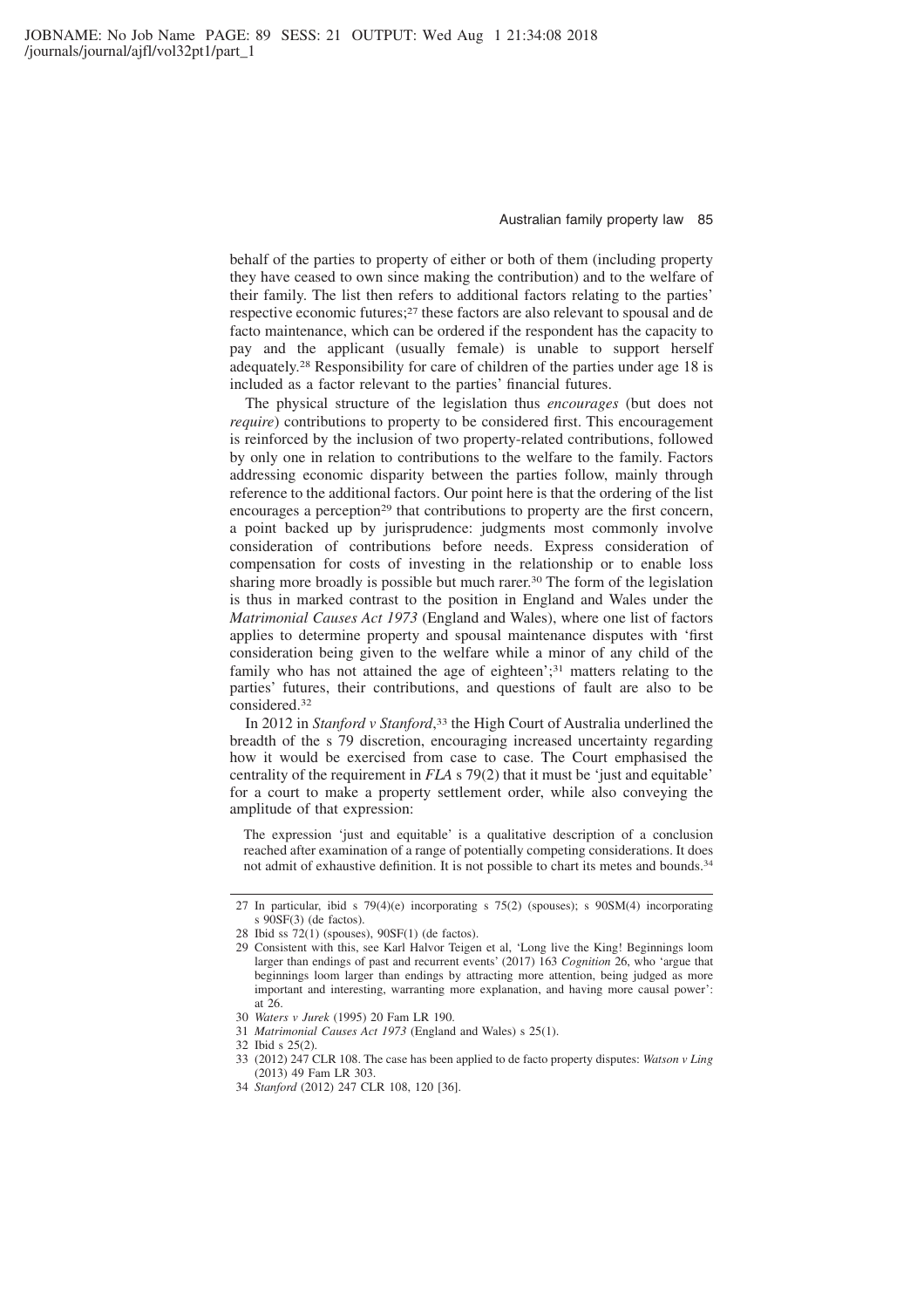behalf of the parties to property of either or both of them (including property they have ceased to own since making the contribution) and to the welfare of their family. The list then refers to additional factors relating to the parties' respective economic futures;[27] these factors are also relevant to spousal and de facto maintenance, which can be ordered if the respondent has the capacity to pay and the applicant (usually female) is unable to support herself adequately.[28] Responsibility for care of children of the parties under age 18 is included as a factor relevant to the parties' financial futures.

The physical structure of the legislation thus *encourages* (but does not *require*) contributions to property to be considered first. This encouragement is reinforced by the inclusion of two property-related contributions, followed by only one in relation to contributions to the welfare to the family. Factors addressing economic disparity between the parties follow, mainly through reference to the additional factors. Our point here is that the ordering of the list encourages a perception[29] that contributions to property are the first concern, a point backed up by jurisprudence: judgments most commonly involve consideration of contributions before needs. Express consideration of compensation for costs of investing in the relationship or to enable loss sharing more broadly is possible but much rarer.[30] The form of the legislation is thus in marked contrast to the position in England and Wales under the *Matrimonial Causes Act 1973* (England and Wales), where one list of factors applies to determine property and spousal maintenance disputes with 'first consideration being given to the welfare while a minor of any child of the family who has not attained the age of eighteen';[31] matters relating to the parties' futures, their contributions, and questions of fault are also to be considered.[32]

In 2012 in *Stanford v Stanford*,[33] the High Court of Australia underlined the breadth of the s 79 discretion, encouraging increased uncertainty regarding how it would be exercised from case to case. The Court emphasised the centrality of the requirement in *FLA* s 79(2) that it must be 'just and equitable' for a court to make a property settlement order, while also conveying the amplitude of that expression:

> The expression 'just and equitable' is a qualitative description of a conclusion reached after examination of a range of potentially competing considerations. It does not admit of exhaustive definition. It is not possible to chart its metes and bounds.[34]

---

27 In particular, ibid s 79(4)(e) incorporating s 75(2) (spouses); s 90SM(4) incorporating s 90SF(3) (de factos).

28 Ibid ss 72(1) (spouses), 90SF(1) (de factos).

29 Consistent with this, see Karl Halvor Teigen et al, 'Long live the King! Beginnings loom larger than endings of past and recurrent events' (2017) 163 *Cognition* 26, who 'argue that beginnings loom larger than endings by attracting more attention, being judged as more important and interesting, warranting more explanation, and having more causal power': at 26.

30 *Waters v Jurek* (1995) 20 Fam LR 190.

31 *Matrimonial Causes Act 1973* (England and Wales) s 25(1).

32 Ibid s 25(2).

33 (2012) 247 CLR 108. The case has been applied to de facto property disputes: *Watson v Ling* (2013) 49 Fam LR 303.

34 *Stanford* (2012) 247 CLR 108, 120 [36].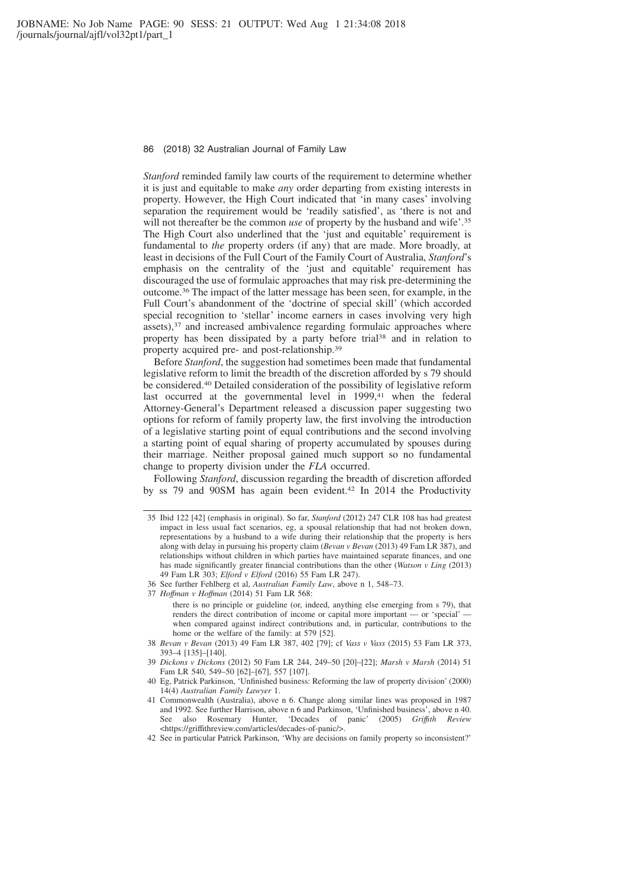*Stanford* reminded family law courts of the requirement to determine whether it is just and equitable to make *any* order departing from existing interests in property. However, the High Court indicated that 'in many cases' involving separation the requirement would be 'readily satisfied', as 'there is not and will not thereafter be the common *use* of property by the husband and wife'.[35] The High Court also underlined that the 'just and equitable' requirement is fundamental to *the* property orders (if any) that are made. More broadly, at least in decisions of the Full Court of the Family Court of Australia, *Stanford*'s emphasis on the centrality of the 'just and equitable' requirement has discouraged the use of formulaic approaches that may risk pre-determining the outcome.[36] The impact of the latter message has been seen, for example, in the Full Court's abandonment of the 'doctrine of special skill' (which accorded special recognition to 'stellar' income earners in cases involving very high assets),[37] and increased ambivalence regarding formulaic approaches where property has been dissipated by a party before trial[38] and in relation to property acquired pre- and post-relationship.[39]

Before *Stanford*, the suggestion had sometimes been made that fundamental legislative reform to limit the breadth of the discretion afforded by s 79 should be considered.[40] Detailed consideration of the possibility of legislative reform last occurred at the governmental level in 1999,[41] when the federal Attorney-General's Department released a discussion paper suggesting two options for reform of family property law, the first involving the introduction of a legislative starting point of equal contributions and the second involving a starting point of equal sharing of property accumulated by spouses during their marriage. Neither proposal gained much support so no fundamental change to property division under the *FLA* occurred.

Following *Stanford*, discussion regarding the breadth of discretion afforded by ss 79 and 90SM has again been evident.[42] In 2014 the Productivity

---

35 Ibid 122 [42] (emphasis in original). So far, *Stanford* (2012) 247 CLR 108 has had greatest impact in less usual fact scenarios, eg, a spousal relationship that had not broken down, representations by a husband to a wife during their relationship that the property is hers along with delay in pursuing his property claim (*Bevan v Bevan* (2013) 49 Fam LR 387), and relationships without children in which parties have maintained separate finances, and one has made significantly greater financial contributions than the other (*Watson v Ling* (2013) 49 Fam LR 303; *Elford v Elford* (2016) 55 Fam LR 247).

36 See further Fehlberg et al, *Australian Family Law*, above n 1, 548–73.

37 *Hoffman v Hoffman* (2014) 51 Fam LR 568:

> there is no principle or guideline (or, indeed, anything else emerging from s 79), that renders the direct contribution of income or capital more important — or 'special' — when compared against indirect contributions and, in particular, contributions to the home or the welfare of the family: at 579 [52].

38 *Bevan v Bevan* (2013) 49 Fam LR 387, 402 [79]; cf *Vass v Vass* (2015) 53 Fam LR 373, 393–4 [135]–[140].

39 *Dickons v Dickons* (2012) 50 Fam LR 244, 249–50 [20]–[22]; *Marsh v Marsh* (2014) 51 Fam LR 540, 549–50 [62]–[67], 557 [107].

40 Eg, Patrick Parkinson, 'Unfinished business: Reforming the law of property division' (2000) 14(4) *Australian Family Lawyer* 1.

41 Commonwealth (Australia), above n 6. Change along similar lines was proposed in 1987 and 1992. See further Harrison, above n 6 and Parkinson, 'Unfinished business', above n 40. See also Rosemary Hunter, 'Decades of panic' (2005) *Griffith Review* <https://griffithreview.com/articles/decades-of-panic/>.

42 See in particular Patrick Parkinson, 'Why are decisions on family property so inconsistent?'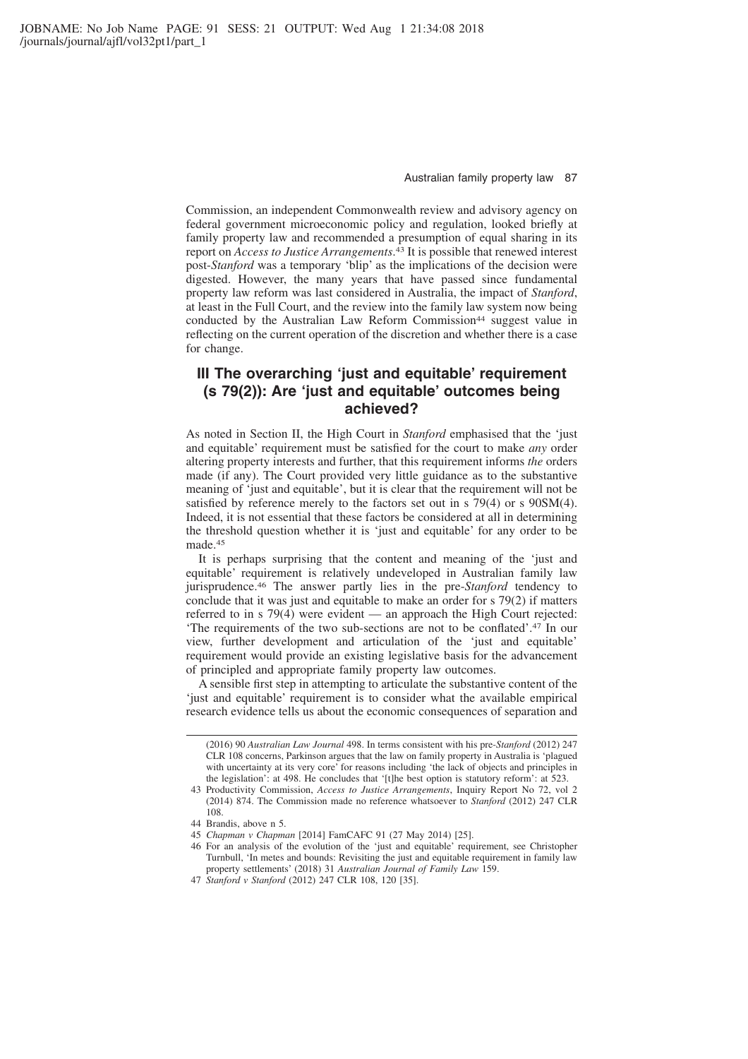Commission, an independent Commonwealth review and advisory agency on federal government microeconomic policy and regulation, looked briefly at family property law and recommended a presumption of equal sharing in its report on *Access to Justice Arrangements*.[43] It is possible that renewed interest post-*Stanford* was a temporary 'blip' as the implications of the decision were digested. However, the many years that have passed since fundamental property law reform was last considered in Australia, the impact of *Stanford*, at least in the Full Court, and the review into the family law system now being conducted by the Australian Law Reform Commission[44] suggest value in reflecting on the current operation of the discretion and whether there is a case for change.

## III The overarching 'just and equitable' requirement (s 79(2)): Are 'just and equitable' outcomes being achieved?

As noted in Section II, the High Court in *Stanford* emphasised that the 'just and equitable' requirement must be satisfied for the court to make *any* order altering property interests and further, that this requirement informs *the* orders made (if any). The Court provided very little guidance as to the substantive meaning of 'just and equitable', but it is clear that the requirement will not be satisfied by reference merely to the factors set out in s 79(4) or s 90SM(4). Indeed, it is not essential that these factors be considered at all in determining the threshold question whether it is 'just and equitable' for any order to be made.[45]

It is perhaps surprising that the content and meaning of the 'just and equitable' requirement is relatively undeveloped in Australian family law jurisprudence.[46] The answer partly lies in the pre-*Stanford* tendency to conclude that it was just and equitable to make an order for s 79(2) if matters referred to in s 79(4) were evident — an approach the High Court rejected: 'The requirements of the two sub-sections are not to be conflated'.[47] In our view, further development and articulation of the 'just and equitable' requirement would provide an existing legislative basis for the advancement of principled and appropriate family property law outcomes.

A sensible first step in attempting to articulate the substantive content of the 'just and equitable' requirement is to consider what the available empirical research evidence tells us about the economic consequences of separation and

---

(2016) 90 *Australian Law Journal* 498. In terms consistent with his pre-*Stanford* (2012) 247 CLR 108 concerns, Parkinson argues that the law on family property in Australia is 'plagued with uncertainty at its very core' for reasons including 'the lack of objects and principles in the legislation': at 498. He concludes that '[t]he best option is statutory reform': at 523.

43 Productivity Commission, *Access to Justice Arrangements*, Inquiry Report No 72, vol 2 (2014) 874. The Commission made no reference whatsoever to *Stanford* (2012) 247 CLR 108.

44 Brandis, above n 5.

45 *Chapman v Chapman* [2014] FamCAFC 91 (27 May 2014) [25].

46 For an analysis of the evolution of the 'just and equitable' requirement, see Christopher Turnbull, 'In metes and bounds: Revisiting the just and equitable requirement in family law property settlements' (2018) 31 *Australian Journal of Family Law* 159.

47 *Stanford v Stanford* (2012) 247 CLR 108, 120 [35].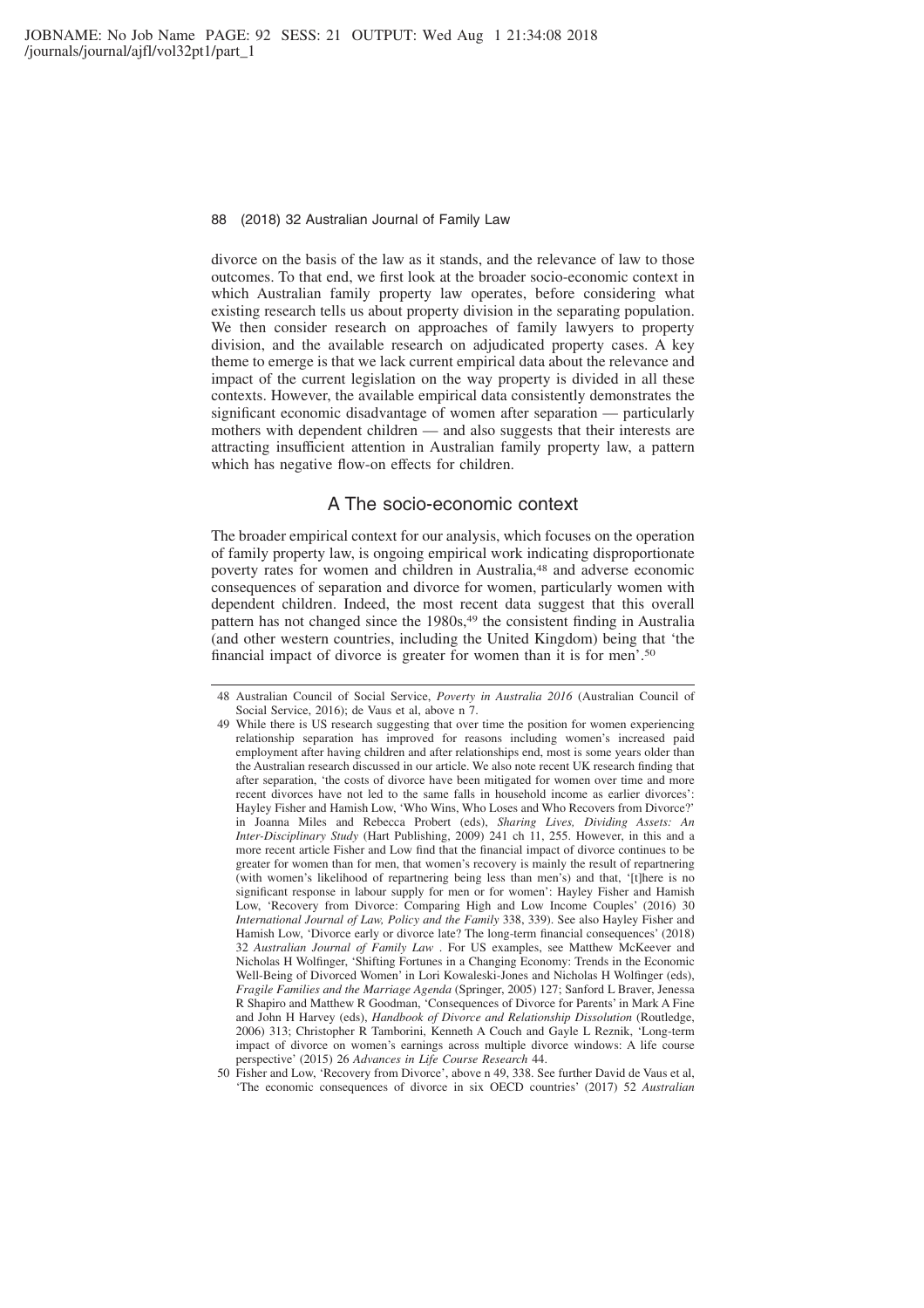divorce on the basis of the law as it stands, and the relevance of law to those outcomes. To that end, we first look at the broader socio-economic context in which Australian family property law operates, before considering what existing research tells us about property division in the separating population. We then consider research on approaches of family lawyers to property division, and the available research on adjudicated property cases. A key theme to emerge is that we lack current empirical data about the relevance and impact of the current legislation on the way property is divided in all these contexts. However, the available empirical data consistently demonstrates the significant economic disadvantage of women after separation — particularly mothers with dependent children — and also suggests that their interests are attracting insufficient attention in Australian family property law, a pattern which has negative flow-on effects for children.

## A The socio-economic context

The broader empirical context for our analysis, which focuses on the operation of family property law, is ongoing empirical work indicating disproportionate poverty rates for women and children in Australia,[48] and adverse economic consequences of separation and divorce for women, particularly women with dependent children. Indeed, the most recent data suggest that this overall pattern has not changed since the 1980s,[49] the consistent finding in Australia (and other western countries, including the United Kingdom) being that 'the financial impact of divorce is greater for women than it is for men'.[50]

---

48 Australian Council of Social Service, *Poverty in Australia 2016* (Australian Council of Social Service, 2016); de Vaus et al, above n 7.

49 While there is US research suggesting that over time the position for women experiencing relationship separation has improved for reasons including women's increased paid employment after having children and after relationships end, most is some years older than the Australian research discussed in our article. We also note recent UK research finding that after separation, 'the costs of divorce have been mitigated for women over time and more recent divorces have not led to the same falls in household income as earlier divorces': Hayley Fisher and Hamish Low, 'Who Wins, Who Loses and Who Recovers from Divorce?' in Joanna Miles and Rebecca Probert (eds), *Sharing Lives, Dividing Assets: An Inter-Disciplinary Study* (Hart Publishing, 2009) 241 ch 11, 255. However, in this and a more recent article Fisher and Low find that the financial impact of divorce continues to be greater for women than for men, that women's recovery is mainly the result of repartnering (with women's likelihood of repartnering being less than men's) and that, '[t]here is no significant response in labour supply for men or for women': Hayley Fisher and Hamish Low, 'Recovery from Divorce: Comparing High and Low Income Couples' (2016) 30 *International Journal of Law, Policy and the Family* 338, 339). See also Hayley Fisher and Hamish Low, 'Divorce early or divorce late? The long-term financial consequences' (2018) 32 *Australian Journal of Family Law* . For US examples, see Matthew McKeever and Nicholas H Wolfinger, 'Shifting Fortunes in a Changing Economy: Trends in the Economic Well-Being of Divorced Women' in Lori Kowaleski-Jones and Nicholas H Wolfinger (eds), *Fragile Families and the Marriage Agenda* (Springer, 2005) 127; Sanford L Braver, Jenessa R Shapiro and Matthew R Goodman, 'Consequences of Divorce for Parents' in Mark A Fine and John H Harvey (eds), *Handbook of Divorce and Relationship Dissolution* (Routledge, 2006) 313; Christopher R Tamborini, Kenneth A Couch and Gayle L Reznik, 'Long-term impact of divorce on women's earnings across multiple divorce windows: A life course perspective' (2015) 26 *Advances in Life Course Research* 44.

50 Fisher and Low, 'Recovery from Divorce', above n 49, 338. See further David de Vaus et al, 'The economic consequences of divorce in six OECD countries' (2017) 52 *Australian*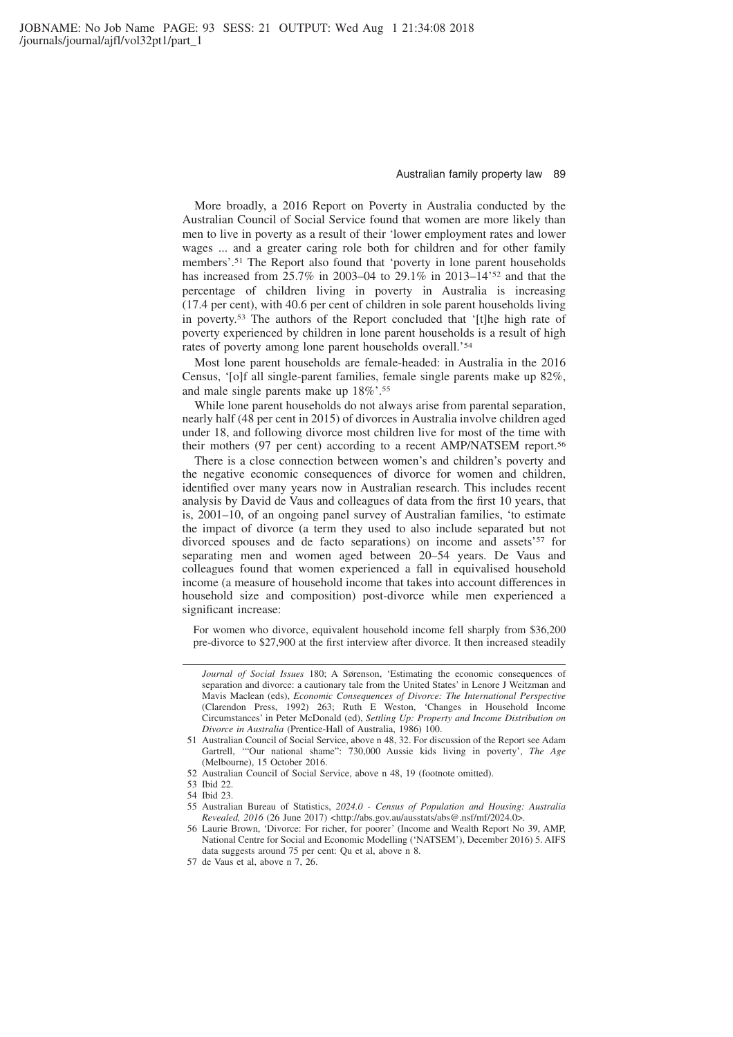More broadly, a 2016 Report on Poverty in Australia conducted by the Australian Council of Social Service found that women are more likely than men to live in poverty as a result of their 'lower employment rates and lower wages ... and a greater caring role both for children and for other family members'.[51] The Report also found that 'poverty in lone parent households has increased from 25.7% in 2003–04 to 29.1% in 2013–14'[52] and that the percentage of children living in poverty in Australia is increasing (17.4 per cent), with 40.6 per cent of children in sole parent households living in poverty.[53] The authors of the Report concluded that '[t]he high rate of poverty experienced by children in lone parent households is a result of high rates of poverty among lone parent households overall.'[54]

Most lone parent households are female-headed: in Australia in the 2016 Census, '[o]f all single-parent families, female single parents make up 82%, and male single parents make up 18%'.[55]

While lone parent households do not always arise from parental separation, nearly half (48 per cent in 2015) of divorces in Australia involve children aged under 18, and following divorce most children live for most of the time with their mothers (97 per cent) according to a recent AMP/NATSEM report.[56]

There is a close connection between women's and children's poverty and the negative economic consequences of divorce for women and children, identified over many years now in Australian research. This includes recent analysis by David de Vaus and colleagues of data from the first 10 years, that is, 2001–10, of an ongoing panel survey of Australian families, 'to estimate the impact of divorce (a term they used to also include separated but not divorced spouses and de facto separations) on income and assets'[57] for separating men and women aged between 20–54 years. De Vaus and colleagues found that women experienced a fall in equivalised household income (a measure of household income that takes into account differences in household size and composition) post-divorce while men experienced a significant increase:

> For women who divorce, equivalent household income fell sharply from $36,200 pre-divorce to $27,900 at the first interview after divorce. It then increased steadily

---

*Journal of Social Issues* 180; A Sørenson, 'Estimating the economic consequences of separation and divorce: a cautionary tale from the United States' in Lenore J Weitzman and Mavis Maclean (eds), *Economic Consequences of Divorce: The International Perspective* (Clarendon Press, 1992) 263; Ruth E Weston, 'Changes in Household Income Circumstances' in Peter McDonald (ed), *Settling Up: Property and Income Distribution on Divorce in Australia* (Prentice-Hall of Australia, 1986) 100.

51 Australian Council of Social Service, above n 48, 32. For discussion of the Report see Adam Gartrell, '"Our national shame": 730,000 Aussie kids living in poverty', *The Age* (Melbourne), 15 October 2016.

52 Australian Council of Social Service, above n 48, 19 (footnote omitted).

53 Ibid 22.

54 Ibid 23.

55 Australian Bureau of Statistics, *2024.0 - Census of Population and Housing: Australia Revealed, 2016* (26 June 2017) <http://abs.gov.au/ausstats/abs@.nsf/mf/2024.0>.

56 Laurie Brown, 'Divorce: For richer, for poorer' (Income and Wealth Report No 39, AMP, National Centre for Social and Economic Modelling ('NATSEM'), December 2016) 5. AIFS data suggests around 75 per cent: Qu et al, above n 8.

57 de Vaus et al, above n 7, 26.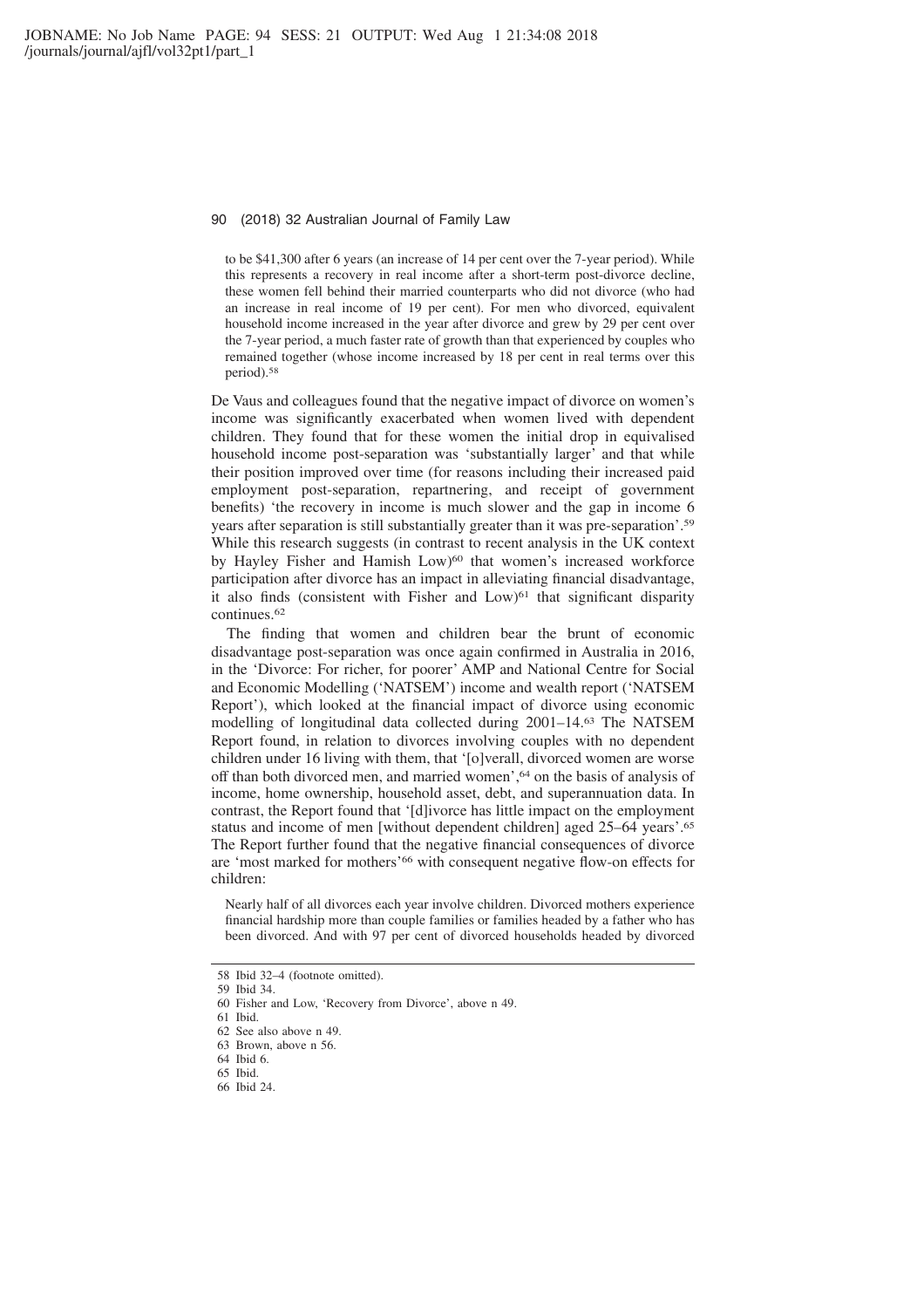> to be $41,300 after 6 years (an increase of 14 per cent over the 7-year period). While this represents a recovery in real income after a short-term post-divorce decline, these women fell behind their married counterparts who did not divorce (who had an increase in real income of 19 per cent). For men who divorced, equivalent household income increased in the year after divorce and grew by 29 per cent over the 7-year period, a much faster rate of growth than that experienced by couples who remained together (whose income increased by 18 per cent in real terms over this period).[58]

De Vaus and colleagues found that the negative impact of divorce on women's income was significantly exacerbated when women lived with dependent children. They found that for these women the initial drop in equivalised household income post-separation was 'substantially larger' and that while their position improved over time (for reasons including their increased paid employment post-separation, repartnering, and receipt of government benefits) 'the recovery in income is much slower and the gap in income 6 years after separation is still substantially greater than it was pre-separation'.[59] While this research suggests (in contrast to recent analysis in the UK context by Hayley Fisher and Hamish Low)[60] that women's increased workforce participation after divorce has an impact in alleviating financial disadvantage, it also finds (consistent with Fisher and Low)[61] that significant disparity continues.[62]

The finding that women and children bear the brunt of economic disadvantage post-separation was once again confirmed in Australia in 2016, in the 'Divorce: For richer, for poorer' AMP and National Centre for Social and Economic Modelling ('NATSEM') income and wealth report ('NATSEM Report'), which looked at the financial impact of divorce using economic modelling of longitudinal data collected during 2001–14.[63] The NATSEM Report found, in relation to divorces involving couples with no dependent children under 16 living with them, that '[o]verall, divorced women are worse off than both divorced men, and married women',[64] on the basis of analysis of income, home ownership, household asset, debt, and superannuation data. In contrast, the Report found that '[d]ivorce has little impact on the employment status and income of men [without dependent children] aged 25–64 years'.[65] The Report further found that the negative financial consequences of divorce are 'most marked for mothers'[66] with consequent negative flow-on effects for children:

> Nearly half of all divorces each year involve children. Divorced mothers experience financial hardship more than couple families or families headed by a father who has been divorced. And with 97 per cent of divorced households headed by divorced

---

58 Ibid 32–4 (footnote omitted).

59 Ibid 34.

60 Fisher and Low, 'Recovery from Divorce', above n 49.

61 Ibid.

62 See also above n 49.

63 Brown, above n 56.

64 Ibid 6.

65 Ibid.

66 Ibid 24.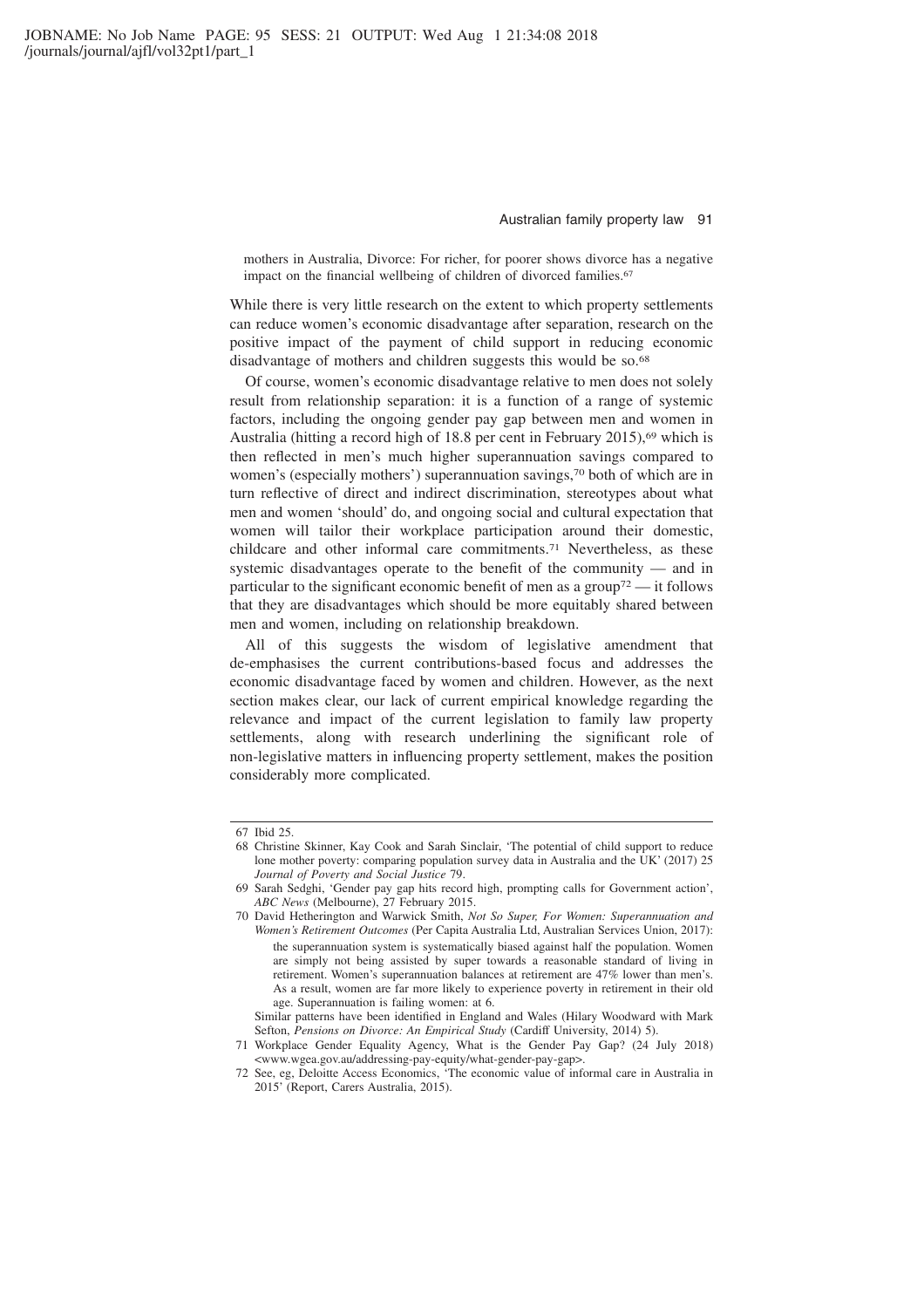mothers in Australia, Divorce: For richer, for poorer shows divorce has a negative impact on the financial wellbeing of children of divorced families.[67]

While there is very little research on the extent to which property settlements can reduce women's economic disadvantage after separation, research on the positive impact of the payment of child support in reducing economic disadvantage of mothers and children suggests this would be so.[68]

Of course, women's economic disadvantage relative to men does not solely result from relationship separation: it is a function of a range of systemic factors, including the ongoing gender pay gap between men and women in Australia (hitting a record high of 18.8 per cent in February 2015),[69] which is then reflected in men's much higher superannuation savings compared to women's (especially mothers') superannuation savings,[70] both of which are in turn reflective of direct and indirect discrimination, stereotypes about what men and women 'should' do, and ongoing social and cultural expectation that women will tailor their workplace participation around their domestic, childcare and other informal care commitments.[71] Nevertheless, as these systemic disadvantages operate to the benefit of the community — and in particular to the significant economic benefit of men as a group[72] — it follows that they are disadvantages which should be more equitably shared between men and women, including on relationship breakdown.

All of this suggests the wisdom of legislative amendment that de-emphasises the current contributions-based focus and addresses the economic disadvantage faced by women and children. However, as the next section makes clear, our lack of current empirical knowledge regarding the relevance and impact of the current legislation to family law property settlements, along with research underlining the significant role of non-legislative matters in influencing property settlement, makes the position considerably more complicated.

---

67 Ibid 25.

68 Christine Skinner, Kay Cook and Sarah Sinclair, 'The potential of child support to reduce lone mother poverty: comparing population survey data in Australia and the UK' (2017) 25 *Journal of Poverty and Social Justice* 79.

69 Sarah Sedghi, 'Gender pay gap hits record high, prompting calls for Government action', *ABC News* (Melbourne), 27 February 2015.

70 David Hetherington and Warwick Smith, *Not So Super, For Women: Superannuation and Women's Retirement Outcomes* (Per Capita Australia Ltd, Australian Services Union, 2017):

> the superannuation system is systematically biased against half the population. Women are simply not being assisted by super towards a reasonable standard of living in retirement. Women's superannuation balances at retirement are 47% lower than men's. As a result, women are far more likely to experience poverty in retirement in their old age. Superannuation is failing women: at 6.

Similar patterns have been identified in England and Wales (Hilary Woodward with Mark Sefton, *Pensions on Divorce: An Empirical Study* (Cardiff University, 2014) 5).

71 Workplace Gender Equality Agency, What is the Gender Pay Gap? (24 July 2018) <www.wgea.gov.au/addressing-pay-equity/what-gender-pay-gap>.

72 See, eg, Deloitte Access Economics, 'The economic value of informal care in Australia in 2015' (Report, Carers Australia, 2015).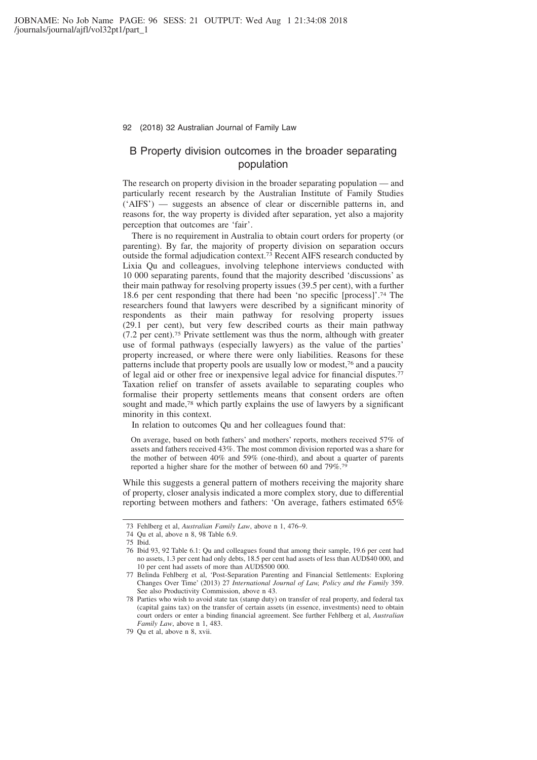## B Property division outcomes in the broader separating population

The research on property division in the broader separating population — and particularly recent research by the Australian Institute of Family Studies ('AIFS') — suggests an absence of clear or discernible patterns in, and reasons for, the way property is divided after separation, yet also a majority perception that outcomes are 'fair'.

There is no requirement in Australia to obtain court orders for property (or parenting). By far, the majority of property division on separation occurs outside the formal adjudication context.[73] Recent AIFS research conducted by Lixia Qu and colleagues, involving telephone interviews conducted with 10 000 separating parents, found that the majority described 'discussions' as their main pathway for resolving property issues (39.5 per cent), with a further 18.6 per cent responding that there had been 'no specific [process]'.[74] The researchers found that lawyers were described by a significant minority of respondents as their main pathway for resolving property issues (29.1 per cent), but very few described courts as their main pathway (7.2 per cent).[75] Private settlement was thus the norm, although with greater use of formal pathways (especially lawyers) as the value of the parties' property increased, or where there were only liabilities. Reasons for these patterns include that property pools are usually low or modest,[76] and a paucity of legal aid or other free or inexpensive legal advice for financial disputes.[77] Taxation relief on transfer of assets available to separating couples who formalise their property settlements means that consent orders are often sought and made,[78] which partly explains the use of lawyers by a significant minority in this context.

In relation to outcomes Qu and her colleagues found that:

> On average, based on both fathers' and mothers' reports, mothers received 57% of assets and fathers received 43%. The most common division reported was a share for the mother of between 40% and 59% (one-third), and about a quarter of parents reported a higher share for the mother of between 60 and 79%.[79]

While this suggests a general pattern of mothers receiving the majority share of property, closer analysis indicated a more complex story, due to differential reporting between mothers and fathers: 'On average, fathers estimated 65%

---

73 Fehlberg et al, *Australian Family Law*, above n 1, 476–9.

74 Qu et al, above n 8, 98 Table 6.9.

75 Ibid.

76 Ibid 93, 92 Table 6.1: Qu and colleagues found that among their sample, 19.6 per cent had no assets, 1.3 per cent had only debts, 18.5 per cent had assets of less than AUD$40 000, and 10 per cent had assets of more than AUD$500 000.

77 Belinda Fehlberg et al, 'Post-Separation Parenting and Financial Settlements: Exploring Changes Over Time' (2013) 27 *International Journal of Law, Policy and the Family* 359. See also Productivity Commission, above n 43.

78 Parties who wish to avoid state tax (stamp duty) on transfer of real property, and federal tax (capital gains tax) on the transfer of certain assets (in essence, investments) need to obtain court orders or enter a binding financial agreement. See further Fehlberg et al, *Australian Family Law*, above n 1, 483.

79 Qu et al, above n 8, xvii.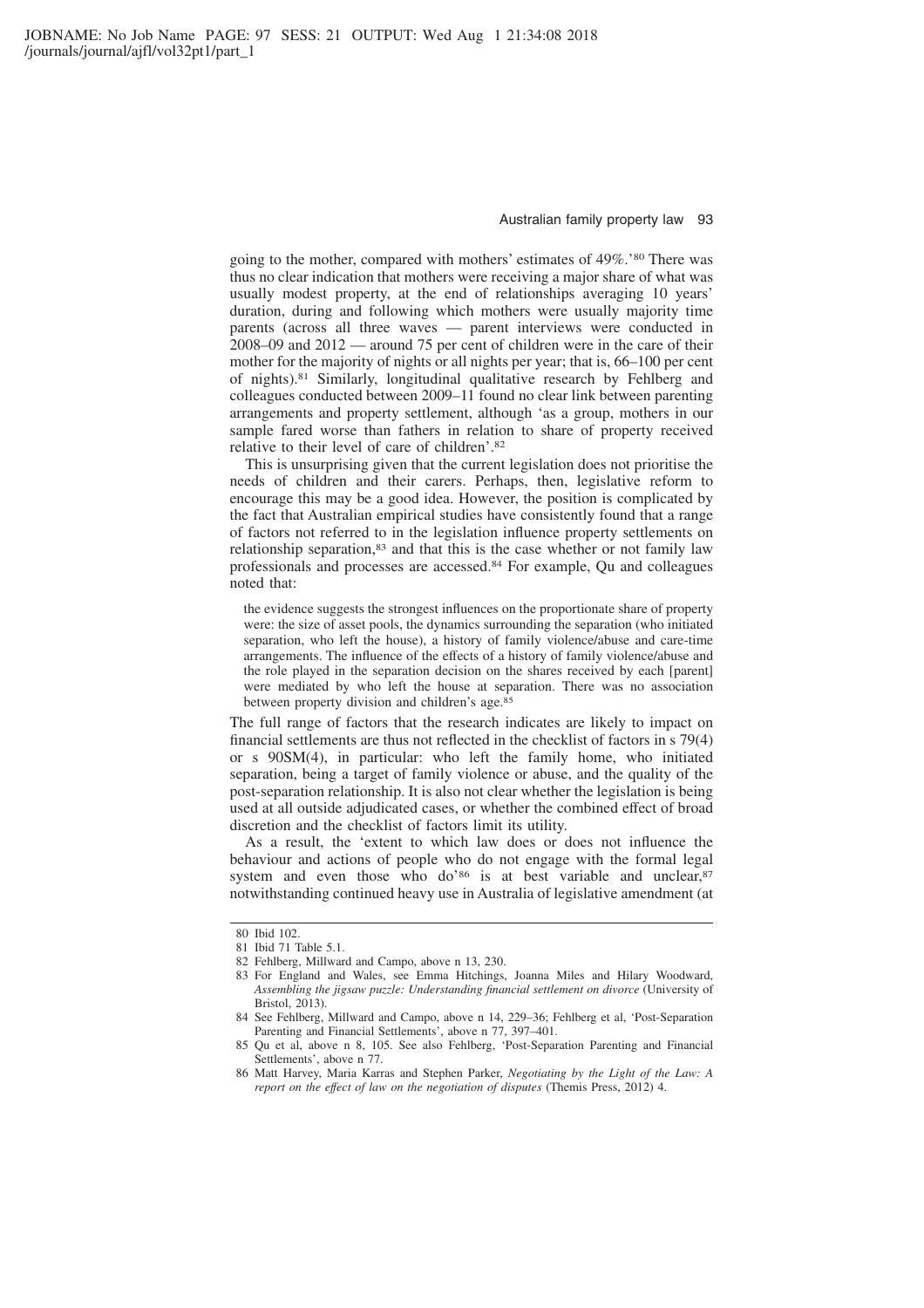going to the mother, compared with mothers' estimates of 49%.'[80] There was thus no clear indication that mothers were receiving a major share of what was usually modest property, at the end of relationships averaging 10 years' duration, during and following which mothers were usually majority time parents (across all three waves — parent interviews were conducted in 2008–09 and 2012 — around 75 per cent of children were in the care of their mother for the majority of nights or all nights per year; that is, 66–100 per cent of nights).[81] Similarly, longitudinal qualitative research by Fehlberg and colleagues conducted between 2009–11 found no clear link between parenting arrangements and property settlement, although 'as a group, mothers in our sample fared worse than fathers in relation to share of property received relative to their level of care of children'.[82]

This is unsurprising given that the current legislation does not prioritise the needs of children and their carers. Perhaps, then, legislative reform to encourage this may be a good idea. However, the position is complicated by the fact that Australian empirical studies have consistently found that a range of factors not referred to in the legislation influence property settlements on relationship separation,[83] and that this is the case whether or not family law professionals and processes are accessed.[84] For example, Qu and colleagues noted that:

> the evidence suggests the strongest influences on the proportionate share of property were: the size of asset pools, the dynamics surrounding the separation (who initiated separation, who left the house), a history of family violence/abuse and care-time arrangements. The influence of the effects of a history of family violence/abuse and the role played in the separation decision on the shares received by each [parent] were mediated by who left the house at separation. There was no association between property division and children's age.[85]

The full range of factors that the research indicates are likely to impact on financial settlements are thus not reflected in the checklist of factors in s 79(4) or s 90SM(4), in particular: who left the family home, who initiated separation, being a target of family violence or abuse, and the quality of the post-separation relationship. It is also not clear whether the legislation is being used at all outside adjudicated cases, or whether the combined effect of broad discretion and the checklist of factors limit its utility.

As a result, the 'extent to which law does or does not influence the behaviour and actions of people who do not engage with the formal legal system and even those who do'[86] is at best variable and unclear,[87] notwithstanding continued heavy use in Australia of legislative amendment (at

---

80 Ibid 102.

81 Ibid 71 Table 5.1.

82 Fehlberg, Millward and Campo, above n 13, 230.

83 For England and Wales, see Emma Hitchings, Joanna Miles and Hilary Woodward, *Assembling the jigsaw puzzle: Understanding financial settlement on divorce* (University of Bristol, 2013).

84 See Fehlberg, Millward and Campo, above n 14, 229–36; Fehlberg et al, 'Post-Separation Parenting and Financial Settlements', above n 77, 397–401.

85 Qu et al, above n 8, 105. See also Fehlberg, 'Post-Separation Parenting and Financial Settlements', above n 77.

86 Matt Harvey, Maria Karras and Stephen Parker, *Negotiating by the Light of the Law: A report on the effect of law on the negotiation of disputes* (Themis Press, 2012) 4.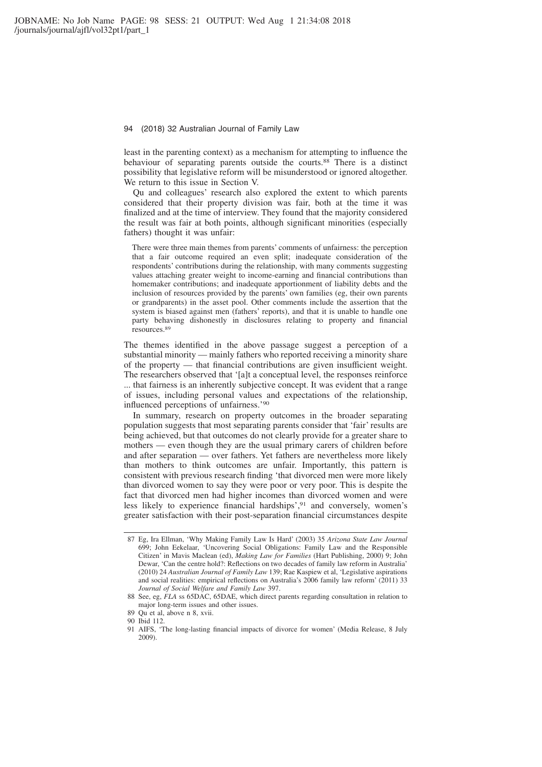least in the parenting context) as a mechanism for attempting to influence the behaviour of separating parents outside the courts.[88] There is a distinct possibility that legislative reform will be misunderstood or ignored altogether. We return to this issue in Section V.

Qu and colleagues' research also explored the extent to which parents considered that their property division was fair, both at the time it was finalized and at the time of interview. They found that the majority considered the result was fair at both points, although significant minorities (especially fathers) thought it was unfair:

> There were three main themes from parents' comments of unfairness: the perception that a fair outcome required an even split; inadequate consideration of the respondents' contributions during the relationship, with many comments suggesting values attaching greater weight to income-earning and financial contributions than homemaker contributions; and inadequate apportionment of liability debts and the inclusion of resources provided by the parents' own families (eg, their own parents or grandparents) in the asset pool. Other comments include the assertion that the system is biased against men (fathers' reports), and that it is unable to handle one party behaving dishonestly in disclosures relating to property and financial resources.[89]

The themes identified in the above passage suggest a perception of a substantial minority — mainly fathers who reported receiving a minority share of the property — that financial contributions are given insufficient weight. The researchers observed that '[a]t a conceptual level, the responses reinforce ... that fairness is an inherently subjective concept. It was evident that a range of issues, including personal values and expectations of the relationship, influenced perceptions of unfairness.'[90]

In summary, research on property outcomes in the broader separating population suggests that most separating parents consider that 'fair' results are being achieved, but that outcomes do not clearly provide for a greater share to mothers — even though they are the usual primary carers of children before and after separation — over fathers. Yet fathers are nevertheless more likely than mothers to think outcomes are unfair. Importantly, this pattern is consistent with previous research finding 'that divorced men were more likely than divorced women to say they were poor or very poor. This is despite the fact that divorced men had higher incomes than divorced women and were less likely to experience financial hardships',[91] and conversely, women's greater satisfaction with their post-separation financial circumstances despite

---

87 Eg, Ira Ellman, 'Why Making Family Law Is Hard' (2003) 35 *Arizona State Law Journal* 699; John Eekelaar, 'Uncovering Social Obligations: Family Law and the Responsible Citizen' in Mavis Maclean (ed), *Making Law for Families* (Hart Publishing, 2000) 9; John Dewar, 'Can the centre hold?: Reflections on two decades of family law reform in Australia' (2010) 24 *Australian Journal of Family Law* 139; Rae Kaspiew et al, 'Legislative aspirations and social realities: empirical reflections on Australia's 2006 family law reform' (2011) 33 *Journal of Social Welfare and Family Law* 397.

88 See, eg, *FLA* ss 65DAC, 65DAE, which direct parents regarding consultation in relation to major long-term issues and other issues.

89 Qu et al, above n 8, xvii.

90 Ibid 112.

91 AIFS, 'The long-lasting financial impacts of divorce for women' (Media Release, 8 July 2009).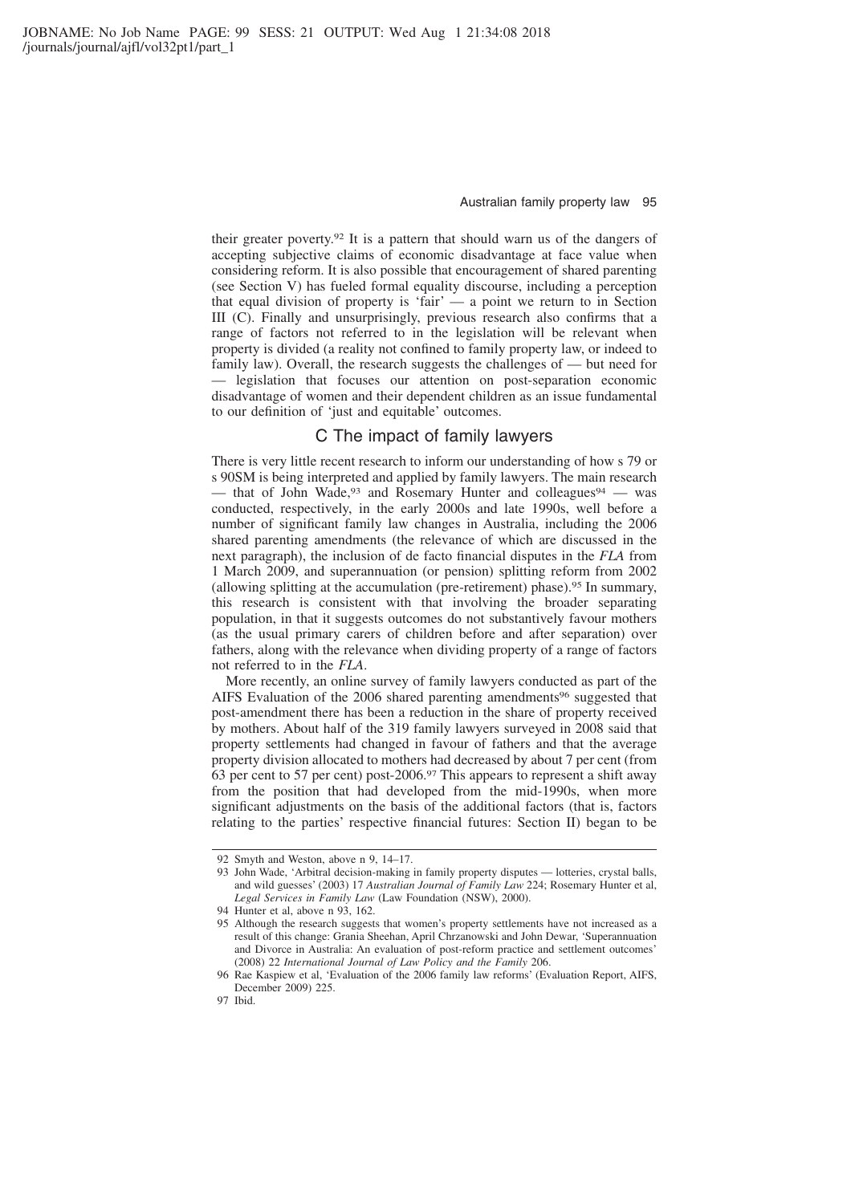their greater poverty.[92] It is a pattern that should warn us of the dangers of accepting subjective claims of economic disadvantage at face value when considering reform. It is also possible that encouragement of shared parenting (see Section V) has fueled formal equality discourse, including a perception that equal division of property is 'fair' — a point we return to in Section III (C). Finally and unsurprisingly, previous research also confirms that a range of factors not referred to in the legislation will be relevant when property is divided (a reality not confined to family property law, or indeed to family law). Overall, the research suggests the challenges of — but need for — legislation that focuses our attention on post-separation economic disadvantage of women and their dependent children as an issue fundamental to our definition of 'just and equitable' outcomes.

## C The impact of family lawyers

There is very little recent research to inform our understanding of how s 79 or s 90SM is being interpreted and applied by family lawyers. The main research — that of John Wade,[93] and Rosemary Hunter and colleagues[94] — was conducted, respectively, in the early 2000s and late 1990s, well before a number of significant family law changes in Australia, including the 2006 shared parenting amendments (the relevance of which are discussed in the next paragraph), the inclusion of de facto financial disputes in the *FLA* from 1 March 2009, and superannuation (or pension) splitting reform from 2002 (allowing splitting at the accumulation (pre-retirement) phase).[95] In summary, this research is consistent with that involving the broader separating population, in that it suggests outcomes do not substantively favour mothers (as the usual primary carers of children before and after separation) over fathers, along with the relevance when dividing property of a range of factors not referred to in the *FLA*.

More recently, an online survey of family lawyers conducted as part of the AIFS Evaluation of the 2006 shared parenting amendments[96] suggested that post-amendment there has been a reduction in the share of property received by mothers. About half of the 319 family lawyers surveyed in 2008 said that property settlements had changed in favour of fathers and that the average property division allocated to mothers had decreased by about 7 per cent (from 63 per cent to 57 per cent) post-2006.[97] This appears to represent a shift away from the position that had developed from the mid-1990s, when more significant adjustments on the basis of the additional factors (that is, factors relating to the parties' respective financial futures: Section II) began to be

---

92 Smyth and Weston, above n 9, 14–17.

93 John Wade, 'Arbitral decision-making in family property disputes — lotteries, crystal balls, and wild guesses' (2003) 17 *Australian Journal of Family Law* 224; Rosemary Hunter et al, *Legal Services in Family Law* (Law Foundation (NSW), 2000).

94 Hunter et al, above n 93, 162.

95 Although the research suggests that women's property settlements have not increased as a result of this change: Grania Sheehan, April Chrzanowski and John Dewar, 'Superannuation and Divorce in Australia: An evaluation of post-reform practice and settlement outcomes' (2008) 22 *International Journal of Law Policy and the Family* 206.

96 Rae Kaspiew et al, 'Evaluation of the 2006 family law reforms' (Evaluation Report, AIFS, December 2009) 225.

97 Ibid.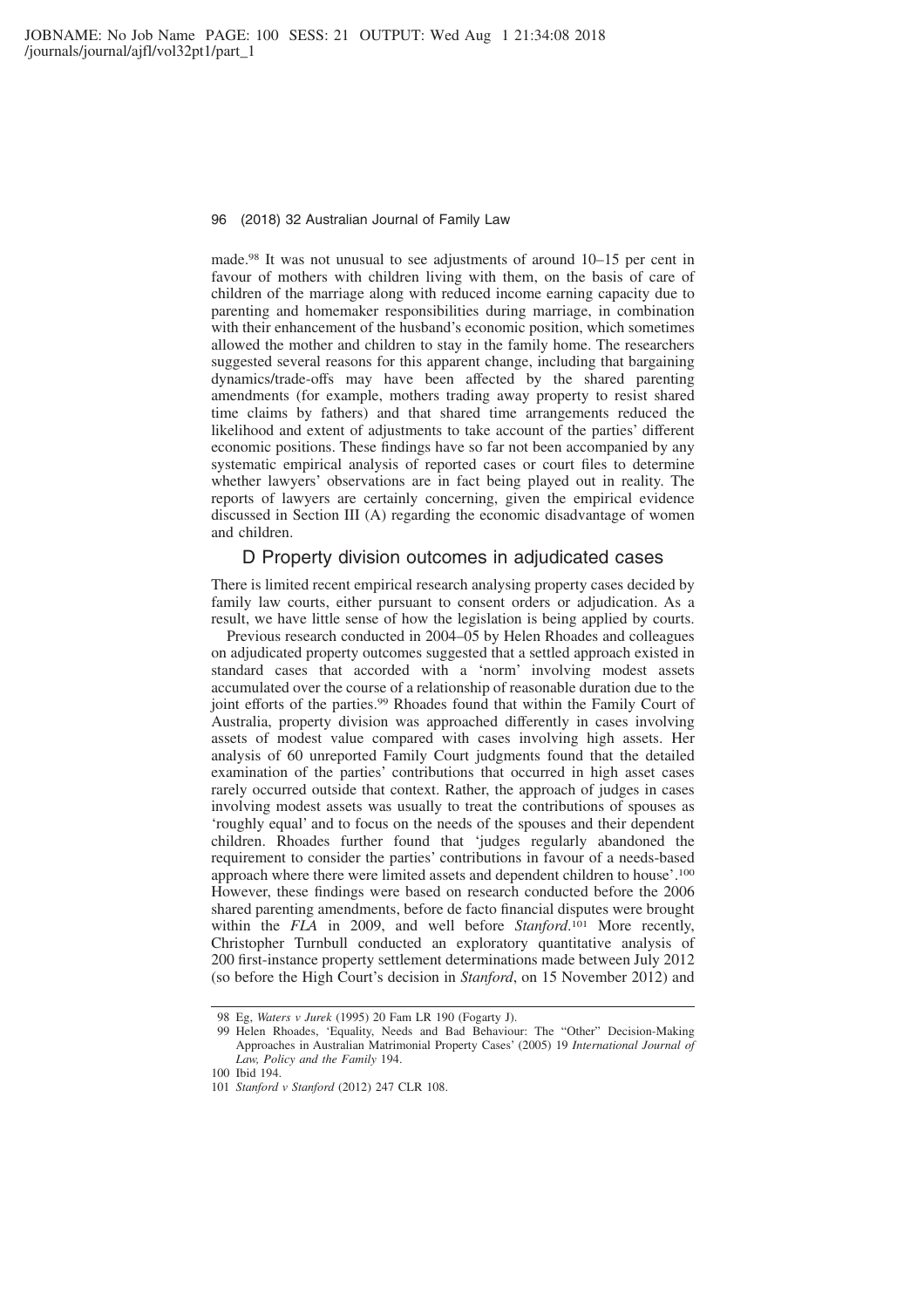made.[98] It was not unusual to see adjustments of around 10–15 per cent in favour of mothers with children living with them, on the basis of care of children of the marriage along with reduced income earning capacity due to parenting and homemaker responsibilities during marriage, in combination with their enhancement of the husband's economic position, which sometimes allowed the mother and children to stay in the family home. The researchers suggested several reasons for this apparent change, including that bargaining dynamics/trade-offs may have been affected by the shared parenting amendments (for example, mothers trading away property to resist shared time claims by fathers) and that shared time arrangements reduced the likelihood and extent of adjustments to take account of the parties' different economic positions. These findings have so far not been accompanied by any systematic empirical analysis of reported cases or court files to determine whether lawyers' observations are in fact being played out in reality. The reports of lawyers are certainly concerning, given the empirical evidence discussed in Section III (A) regarding the economic disadvantage of women and children.

## D Property division outcomes in adjudicated cases

There is limited recent empirical research analysing property cases decided by family law courts, either pursuant to consent orders or adjudication. As a result, we have little sense of how the legislation is being applied by courts.

Previous research conducted in 2004–05 by Helen Rhoades and colleagues on adjudicated property outcomes suggested that a settled approach existed in standard cases that accorded with a 'norm' involving modest assets accumulated over the course of a relationship of reasonable duration due to the joint efforts of the parties.[99] Rhoades found that within the Family Court of Australia, property division was approached differently in cases involving assets of modest value compared with cases involving high assets. Her analysis of 60 unreported Family Court judgments found that the detailed examination of the parties' contributions that occurred in high asset cases rarely occurred outside that context. Rather, the approach of judges in cases involving modest assets was usually to treat the contributions of spouses as 'roughly equal' and to focus on the needs of the spouses and their dependent children. Rhoades further found that 'judges regularly abandoned the requirement to consider the parties' contributions in favour of a needs-based approach where there were limited assets and dependent children to house'.[100] However, these findings were based on research conducted before the 2006 shared parenting amendments, before de facto financial disputes were brought within the *FLA* in 2009, and well before *Stanford*.[101] More recently, Christopher Turnbull conducted an exploratory quantitative analysis of 200 first-instance property settlement determinations made between July 2012 (so before the High Court's decision in *Stanford*, on 15 November 2012) and

---

98 Eg, *Waters v Jurek* (1995) 20 Fam LR 190 (Fogarty J).

99 Helen Rhoades, 'Equality, Needs and Bad Behaviour: The "Other" Decision-Making Approaches in Australian Matrimonial Property Cases' (2005) 19 *International Journal of Law, Policy and the Family* 194.

100 Ibid 194.

101 *Stanford v Stanford* (2012) 247 CLR 108.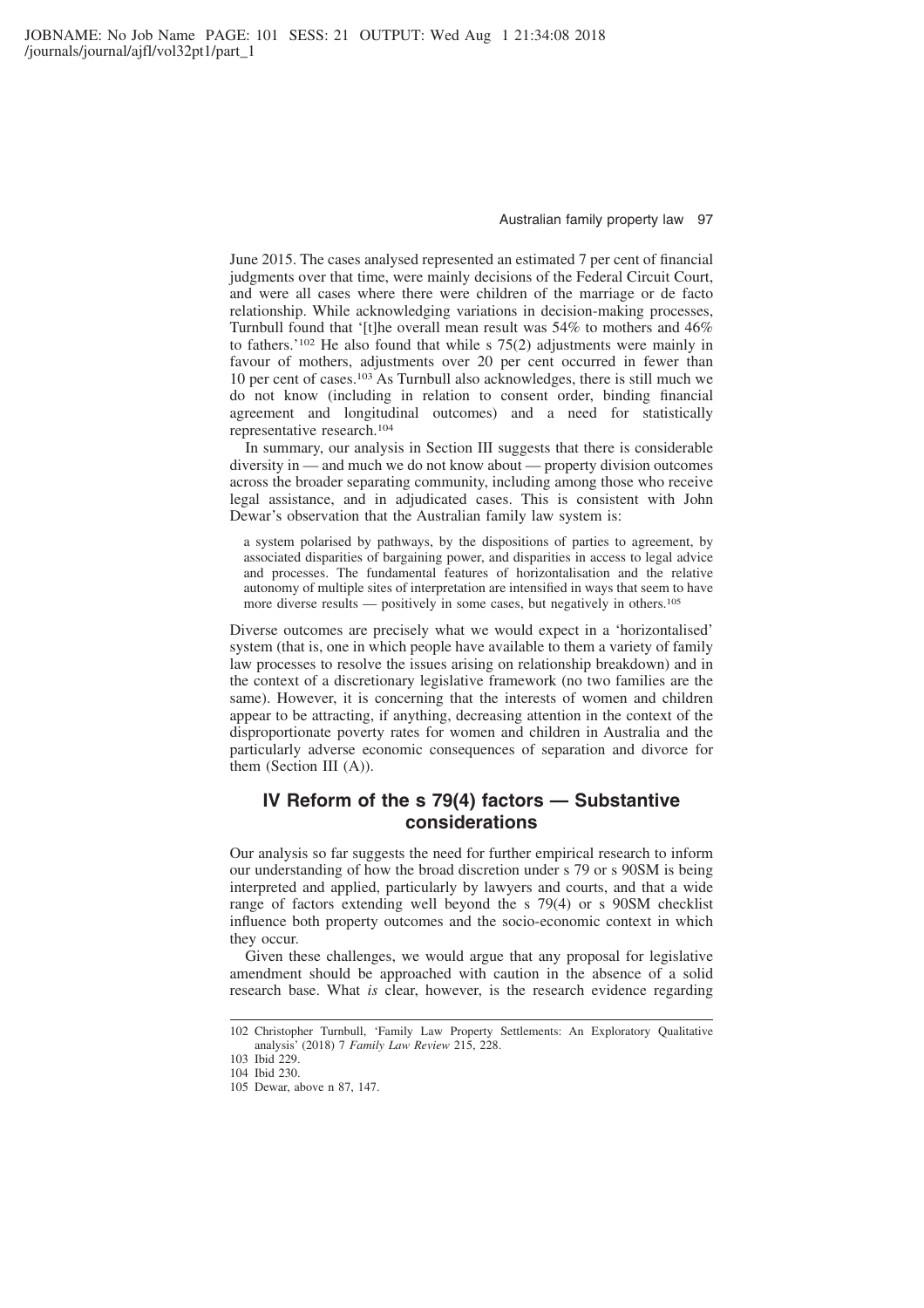June 2015. The cases analysed represented an estimated 7 per cent of financial judgments over that time, were mainly decisions of the Federal Circuit Court, and were all cases where there were children of the marriage or de facto relationship. While acknowledging variations in decision-making processes, Turnbull found that '[t]he overall mean result was 54% to mothers and 46% to fathers.'[102] He also found that while s 75(2) adjustments were mainly in favour of mothers, adjustments over 20 per cent occurred in fewer than 10 per cent of cases.[103] As Turnbull also acknowledges, there is still much we do not know (including in relation to consent order, binding financial agreement and longitudinal outcomes) and a need for statistically representative research.[104]

In summary, our analysis in Section III suggests that there is considerable diversity in — and much we do not know about — property division outcomes across the broader separating community, including among those who receive legal assistance, and in adjudicated cases. This is consistent with John Dewar's observation that the Australian family law system is:

> a system polarised by pathways, by the dispositions of parties to agreement, by associated disparities of bargaining power, and disparities in access to legal advice and processes. The fundamental features of horizontalisation and the relative autonomy of multiple sites of interpretation are intensified in ways that seem to have more diverse results — positively in some cases, but negatively in others.[105]

Diverse outcomes are precisely what we would expect in a 'horizontalised' system (that is, one in which people have available to them a variety of family law processes to resolve the issues arising on relationship breakdown) and in the context of a discretionary legislative framework (no two families are the same). However, it is concerning that the interests of women and children appear to be attracting, if anything, decreasing attention in the context of the disproportionate poverty rates for women and children in Australia and the particularly adverse economic consequences of separation and divorce for them (Section III (A)).

## IV Reform of the s 79(4) factors — Substantive considerations

Our analysis so far suggests the need for further empirical research to inform our understanding of how the broad discretion under s 79 or s 90SM is being interpreted and applied, particularly by lawyers and courts, and that a wide range of factors extending well beyond the s 79(4) or s 90SM checklist influence both property outcomes and the socio-economic context in which they occur.

Given these challenges, we would argue that any proposal for legislative amendment should be approached with caution in the absence of a solid research base. What *is* clear, however, is the research evidence regarding

---

102 Christopher Turnbull, 'Family Law Property Settlements: An Exploratory Qualitative analysis' (2018) 7 *Family Law Review* 215, 228.

103 Ibid 229.

104 Ibid 230.

105 Dewar, above n 87, 147.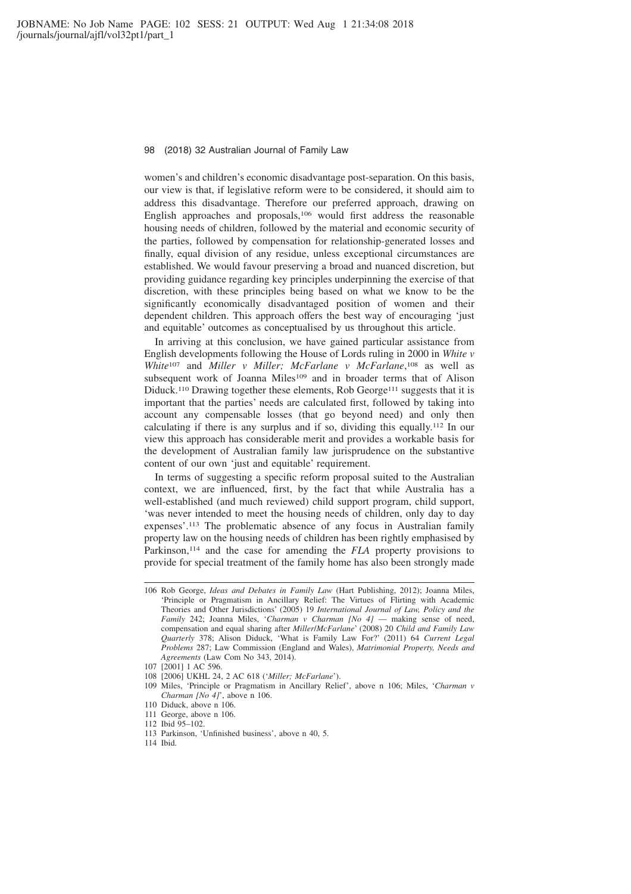women's and children's economic disadvantage post-separation. On this basis, our view is that, if legislative reform were to be considered, it should aim to address this disadvantage. Therefore our preferred approach, drawing on English approaches and proposals,[106] would first address the reasonable housing needs of children, followed by the material and economic security of the parties, followed by compensation for relationship-generated losses and finally, equal division of any residue, unless exceptional circumstances are established. We would favour preserving a broad and nuanced discretion, but providing guidance regarding key principles underpinning the exercise of that discretion, with these principles being based on what we know to be the significantly economically disadvantaged position of women and their dependent children. This approach offers the best way of encouraging 'just and equitable' outcomes as conceptualised by us throughout this article.

In arriving at this conclusion, we have gained particular assistance from English developments following the House of Lords ruling in 2000 in *White v White*[107] and *Miller v Miller; McFarlane v McFarlane*,[108] as well as subsequent work of Joanna Miles[109] and in broader terms that of Alison Diduck.[110] Drawing together these elements, Rob George[111] suggests that it is important that the parties' needs are calculated first, followed by taking into account any compensable losses (that go beyond need) and only then calculating if there is any surplus and if so, dividing this equally.[112] In our view this approach has considerable merit and provides a workable basis for the development of Australian family law jurisprudence on the substantive content of our own 'just and equitable' requirement.

In terms of suggesting a specific reform proposal suited to the Australian context, we are influenced, first, by the fact that while Australia has a well-established (and much reviewed) child support program, child support, 'was never intended to meet the housing needs of children, only day to day expenses'.[113] The problematic absence of any focus in Australian family property law on the housing needs of children has been rightly emphasised by Parkinson,[114] and the case for amending the *FLA* property provisions to provide for special treatment of the family home has also been strongly made

---

106 Rob George, *Ideas and Debates in Family Law* (Hart Publishing, 2012); Joanna Miles, 'Principle or Pragmatism in Ancillary Relief: The Virtues of Flirting with Academic Theories and Other Jurisdictions' (2005) 19 *International Journal of Law, Policy and the Family* 242; Joanna Miles, '*Charman v Charman [No 4]* — making sense of need, compensation and equal sharing after *Miller/McFarlane*' (2008) 20 *Child and Family Law Quarterly* 378; Alison Diduck, 'What is Family Law For?' (2011) 64 *Current Legal Problems* 287; Law Commission (England and Wales), *Matrimonial Property, Needs and Agreements* (Law Com No 343, 2014).

107 [2001] 1 AC 596.

108 [2006] UKHL 24, 2 AC 618 ('*Miller; McFarlane*').

109 Miles, 'Principle or Pragmatism in Ancillary Relief', above n 106; Miles, '*Charman v Charman [No 4]*', above n 106.

110 Diduck, above n 106.

111 George, above n 106.

112 Ibid 95–102.

113 Parkinson, 'Unfinished business', above n 40, 5.

114 Ibid.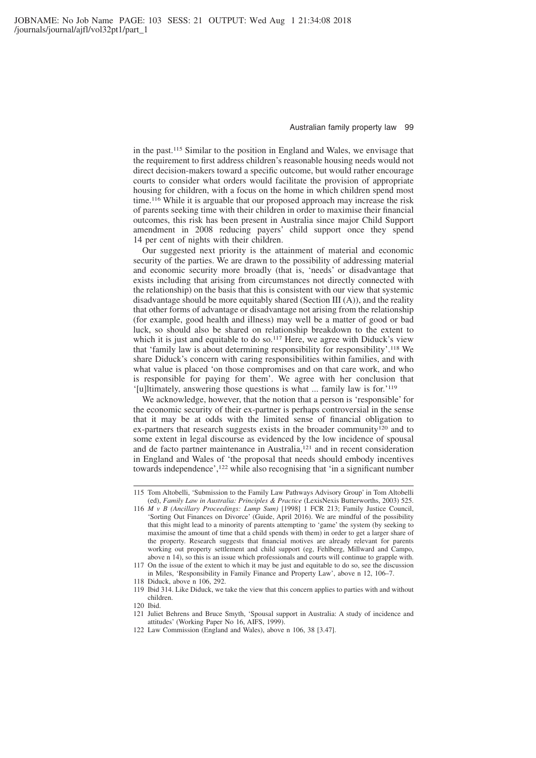in the past.[115] Similar to the position in England and Wales, we envisage that the requirement to first address children's reasonable housing needs would not direct decision-makers toward a specific outcome, but would rather encourage courts to consider what orders would facilitate the provision of appropriate housing for children, with a focus on the home in which children spend most time.[116] While it is arguable that our proposed approach may increase the risk of parents seeking time with their children in order to maximise their financial outcomes, this risk has been present in Australia since major Child Support amendment in 2008 reducing payers' child support once they spend 14 per cent of nights with their children.

Our suggested next priority is the attainment of material and economic security of the parties. We are drawn to the possibility of addressing material and economic security more broadly (that is, 'needs' or disadvantage that exists including that arising from circumstances not directly connected with the relationship) on the basis that this is consistent with our view that systemic disadvantage should be more equitably shared (Section III (A)), and the reality that other forms of advantage or disadvantage not arising from the relationship (for example, good health and illness) may well be a matter of good or bad luck, so should also be shared on relationship breakdown to the extent to which it is just and equitable to do so.[117] Here, we agree with Diduck's view that 'family law is about determining responsibility for responsibility'.[118] We share Diduck's concern with caring responsibilities within families, and with what value is placed 'on those compromises and on that care work, and who is responsible for paying for them'. We agree with her conclusion that '[u]ltimately, answering those questions is what ... family law is for.'[119]

We acknowledge, however, that the notion that a person is 'responsible' for the economic security of their ex-partner is perhaps controversial in the sense that it may be at odds with the limited sense of financial obligation to ex-partners that research suggests exists in the broader community[120] and to some extent in legal discourse as evidenced by the low incidence of spousal and de facto partner maintenance in Australia,[121] and in recent consideration in England and Wales of 'the proposal that needs should embody incentives towards independence',[122] while also recognising that 'in a significant number

---

115 Tom Altobelli, 'Submission to the Family Law Pathways Advisory Group' in Tom Altobelli (ed), *Family Law in Australia: Principles & Practice* (LexisNexis Butterworths, 2003) 525.

116 *M v B (Ancillary Proceedings: Lump Sum)* [1998] 1 FCR 213; Family Justice Council, 'Sorting Out Finances on Divorce' (Guide, April 2016). We are mindful of the possibility that this might lead to a minority of parents attempting to 'game' the system (by seeking to maximise the amount of time that a child spends with them) in order to get a larger share of the property. Research suggests that financial motives are already relevant for parents working out property settlement and child support (eg, Fehlberg, Millward and Campo, above n 14), so this is an issue which professionals and courts will continue to grapple with.

117 On the issue of the extent to which it may be just and equitable to do so, see the discussion in Miles, 'Responsibility in Family Finance and Property Law', above n 12, 106–7.

118 Diduck, above n 106, 292.

119 Ibid 314. Like Diduck, we take the view that this concern applies to parties with and without children.

120 Ibid.

121 Juliet Behrens and Bruce Smyth, 'Spousal support in Australia: A study of incidence and attitudes' (Working Paper No 16, AIFS, 1999).

122 Law Commission (England and Wales), above n 106, 38 [3.47].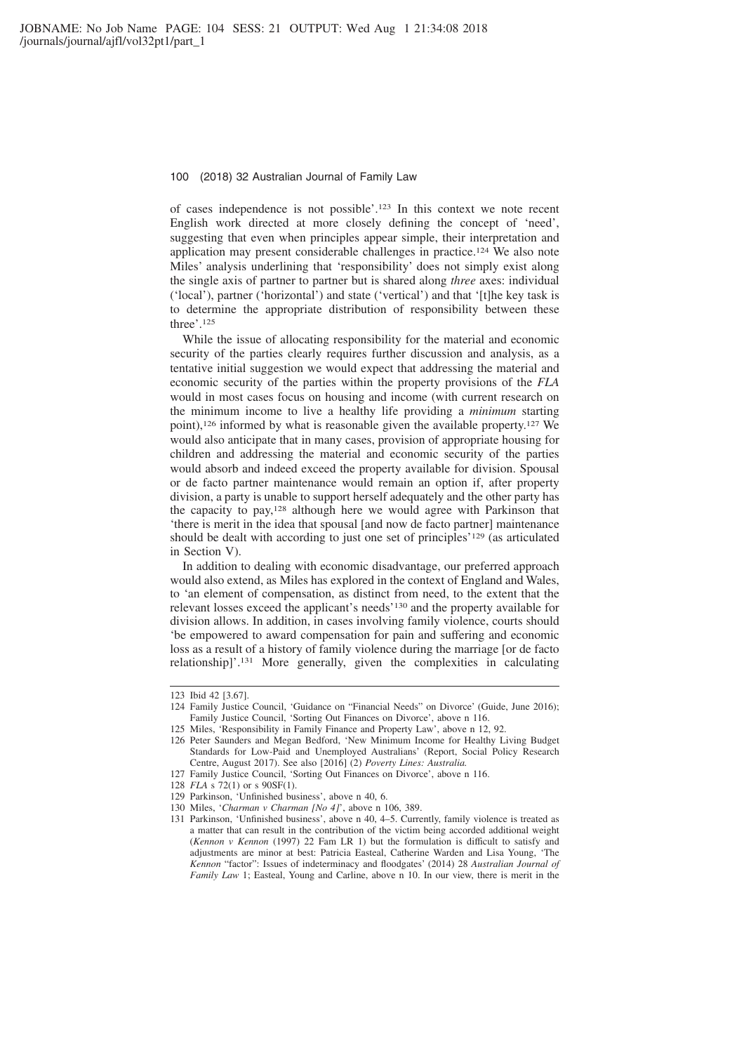of cases independence is not possible'.[123] In this context we note recent English work directed at more closely defining the concept of 'need', suggesting that even when principles appear simple, their interpretation and application may present considerable challenges in practice.[124] We also note Miles' analysis underlining that 'responsibility' does not simply exist along the single axis of partner to partner but is shared along *three* axes: individual ('local'), partner ('horizontal') and state ('vertical') and that '[t]he key task is to determine the appropriate distribution of responsibility between these three'.[125]

While the issue of allocating responsibility for the material and economic security of the parties clearly requires further discussion and analysis, as a tentative initial suggestion we would expect that addressing the material and economic security of the parties within the property provisions of the *FLA* would in most cases focus on housing and income (with current research on the minimum income to live a healthy life providing a *minimum* starting point),[126] informed by what is reasonable given the available property.[127] We would also anticipate that in many cases, provision of appropriate housing for children and addressing the material and economic security of the parties would absorb and indeed exceed the property available for division. Spousal or de facto partner maintenance would remain an option if, after property division, a party is unable to support herself adequately and the other party has the capacity to pay,[128] although here we would agree with Parkinson that 'there is merit in the idea that spousal [and now de facto partner] maintenance should be dealt with according to just one set of principles'[129] (as articulated in Section V).

In addition to dealing with economic disadvantage, our preferred approach would also extend, as Miles has explored in the context of England and Wales, to 'an element of compensation, as distinct from need, to the extent that the relevant losses exceed the applicant's needs'[130] and the property available for division allows. In addition, in cases involving family violence, courts should 'be empowered to award compensation for pain and suffering and economic loss as a result of a history of family violence during the marriage [or de facto relationship]'.[131] More generally, given the complexities in calculating

---

123 Ibid 42 [3.67].

124 Family Justice Council, 'Guidance on "Financial Needs" on Divorce' (Guide, June 2016); Family Justice Council, 'Sorting Out Finances on Divorce', above n 116.

125 Miles, 'Responsibility in Family Finance and Property Law', above n 12, 92.

126 Peter Saunders and Megan Bedford, 'New Minimum Income for Healthy Living Budget Standards for Low-Paid and Unemployed Australians' (Report, Social Policy Research Centre, August 2017). See also [2016] (2) *Poverty Lines: Australia.*

127 Family Justice Council, 'Sorting Out Finances on Divorce', above n 116.

128 *FLA* s 72(1) or s 90SF(1).

129 Parkinson, 'Unfinished business', above n 40, 6.

130 Miles, '*Charman v Charman [No 4]*', above n 106, 389.

131 Parkinson, 'Unfinished business', above n 40, 4–5. Currently, family violence is treated as a matter that can result in the contribution of the victim being accorded additional weight (*Kennon v Kennon* (1997) 22 Fam LR 1) but the formulation is difficult to satisfy and adjustments are minor at best: Patricia Easteal, Catherine Warden and Lisa Young, 'The *Kennon* "factor": Issues of indeterminacy and floodgates' (2014) 28 *Australian Journal of Family Law* 1; Easteal, Young and Carline, above n 10. In our view, there is merit in the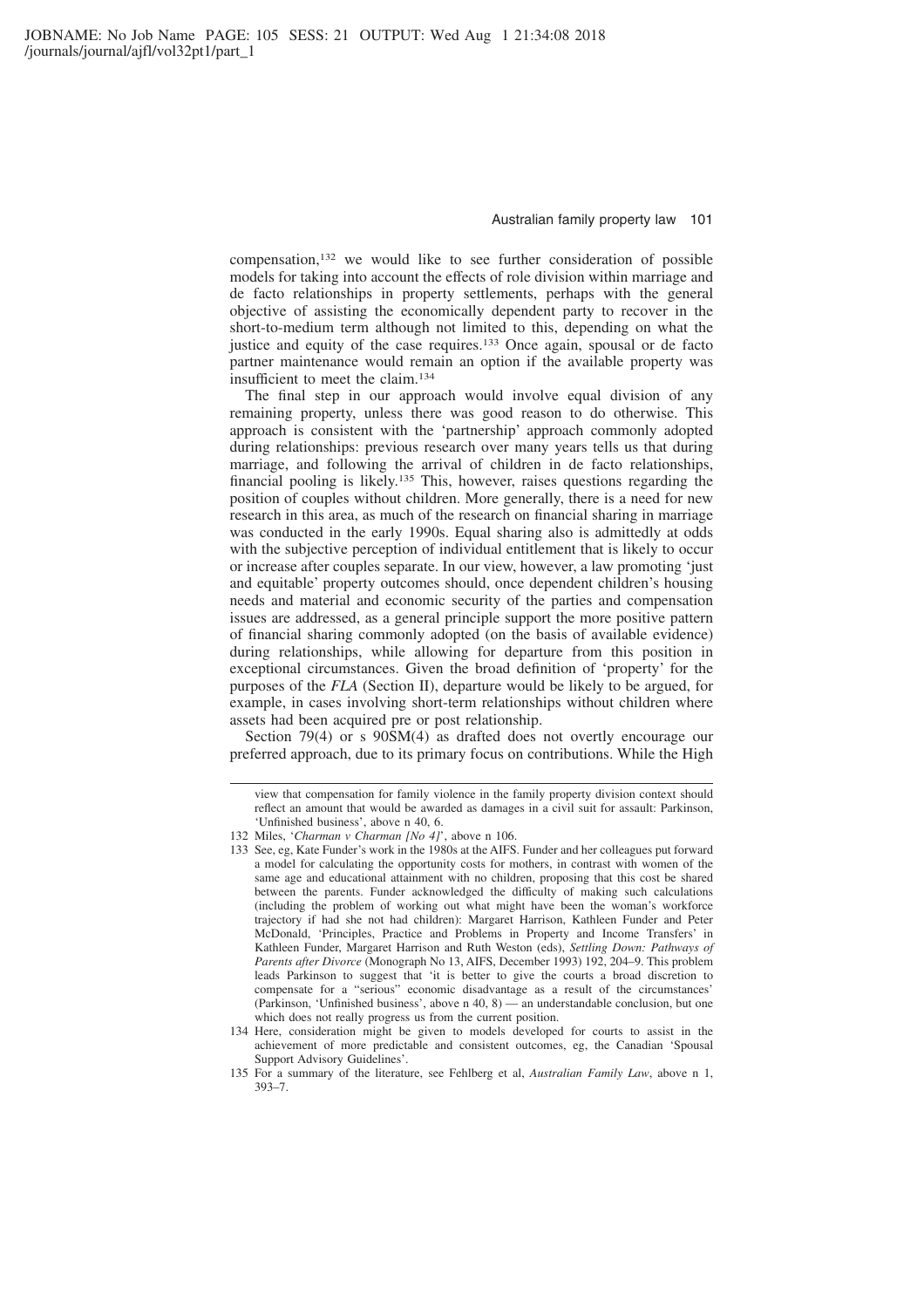compensation,[132] we would like to see further consideration of possible models for taking into account the effects of role division within marriage and de facto relationships in property settlements, perhaps with the general objective of assisting the economically dependent party to recover in the short-to-medium term although not limited to this, depending on what the justice and equity of the case requires.[133] Once again, spousal or de facto partner maintenance would remain an option if the available property was insufficient to meet the claim.[134]

The final step in our approach would involve equal division of any remaining property, unless there was good reason to do otherwise. This approach is consistent with the 'partnership' approach commonly adopted during relationships: previous research over many years tells us that during marriage, and following the arrival of children in de facto relationships, financial pooling is likely.[135] This, however, raises questions regarding the position of couples without children. More generally, there is a need for new research in this area, as much of the research on financial sharing in marriage was conducted in the early 1990s. Equal sharing also is admittedly at odds with the subjective perception of individual entitlement that is likely to occur or increase after couples separate. In our view, however, a law promoting 'just and equitable' property outcomes should, once dependent children's housing needs and material and economic security of the parties and compensation issues are addressed, as a general principle support the more positive pattern of financial sharing commonly adopted (on the basis of available evidence) during relationships, while allowing for departure from this position in exceptional circumstances. Given the broad definition of 'property' for the purposes of the *FLA* (Section II), departure would be likely to be argued, for example, in cases involving short-term relationships without children where assets had been acquired pre or post relationship.

Section 79(4) or s 90SM(4) as drafted does not overtly encourage our preferred approach, due to its primary focus on contributions. While the High

---

view that compensation for family violence in the family property division context should reflect an amount that would be awarded as damages in a civil suit for assault: Parkinson, 'Unfinished business', above n 40, 6.

132 Miles, '*Charman v Charman [No 4]*', above n 106.

133 See, eg, Kate Funder's work in the 1980s at the AIFS. Funder and her colleagues put forward a model for calculating the opportunity costs for mothers, in contrast with women of the same age and educational attainment with no children, proposing that this cost be shared between the parents. Funder acknowledged the difficulty of making such calculations (including the problem of working out what might have been the woman's workforce trajectory if had she not had children): Margaret Harrison, Kathleen Funder and Peter McDonald, 'Principles, Practice and Problems in Property and Income Transfers' in Kathleen Funder, Margaret Harrison and Ruth Weston (eds), *Settling Down: Pathways of Parents after Divorce* (Monograph No 13, AIFS, December 1993) 192, 204–9. This problem leads Parkinson to suggest that 'it is better to give the courts a broad discretion to compensate for a "serious" economic disadvantage as a result of the circumstances' (Parkinson, 'Unfinished business', above n 40, 8) — an understandable conclusion, but one which does not really progress us from the current position.

134 Here, consideration might be given to models developed for courts to assist in the achievement of more predictable and consistent outcomes, eg, the Canadian 'Spousal Support Advisory Guidelines'.

135 For a summary of the literature, see Fehlberg et al, *Australian Family Law*, above n 1, 393–7.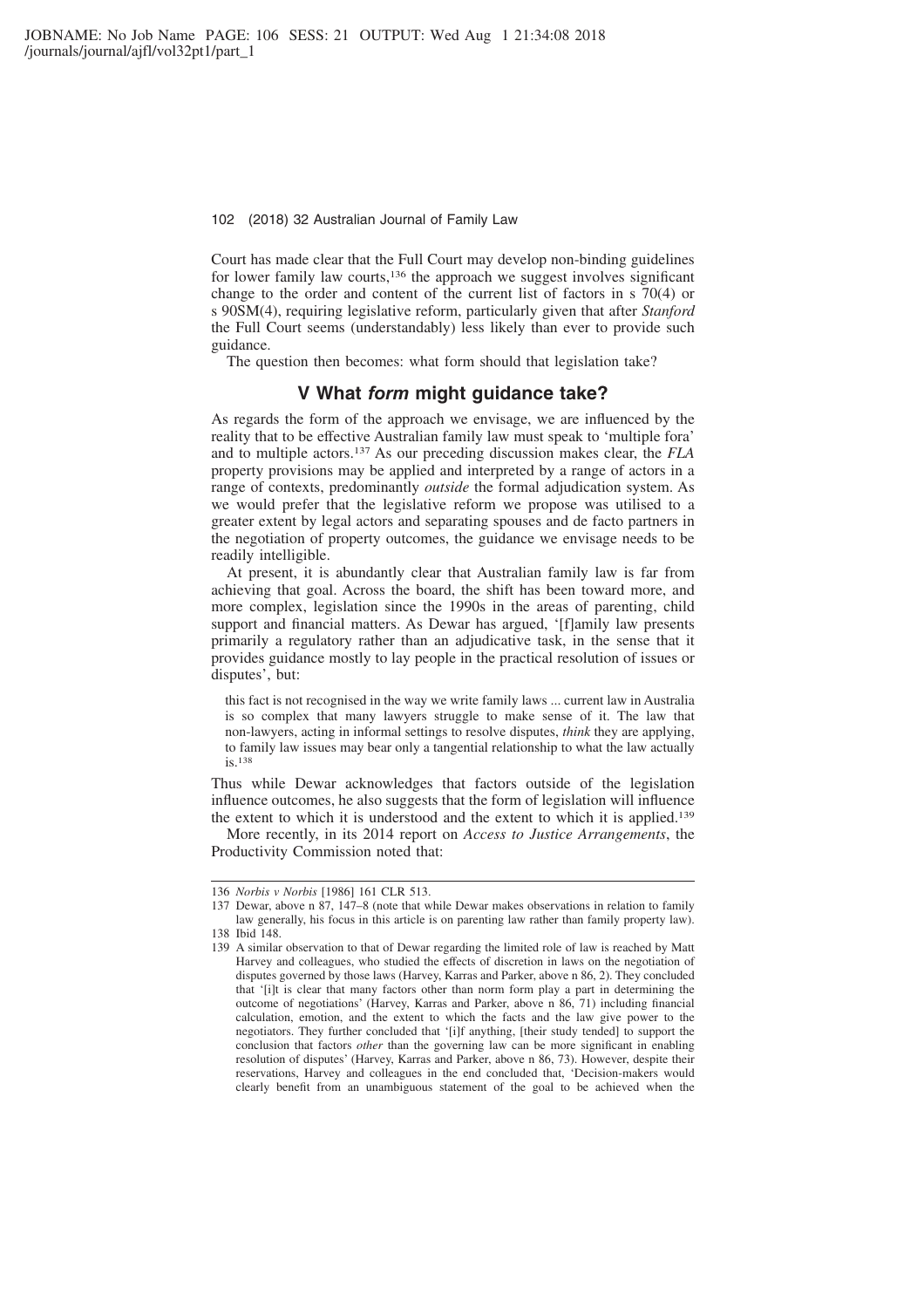Court has made clear that the Full Court may develop non-binding guidelines for lower family law courts,[136] the approach we suggest involves significant change to the order and content of the current list of factors in s 70(4) or s 90SM(4), requiring legislative reform, particularly given that after *Stanford* the Full Court seems (understandably) less likely than ever to provide such guidance.

The question then becomes: what form should that legislation take?

## V What *form* might guidance take?

As regards the form of the approach we envisage, we are influenced by the reality that to be effective Australian family law must speak to 'multiple fora' and to multiple actors.[137] As our preceding discussion makes clear, the *FLA* property provisions may be applied and interpreted by a range of actors in a range of contexts, predominantly *outside* the formal adjudication system. As we would prefer that the legislative reform we propose was utilised to a greater extent by legal actors and separating spouses and de facto partners in the negotiation of property outcomes, the guidance we envisage needs to be readily intelligible.

At present, it is abundantly clear that Australian family law is far from achieving that goal. Across the board, the shift has been toward more, and more complex, legislation since the 1990s in the areas of parenting, child support and financial matters. As Dewar has argued, '[f]amily law presents primarily a regulatory rather than an adjudicative task, in the sense that it provides guidance mostly to lay people in the practical resolution of issues or disputes', but:

> this fact is not recognised in the way we write family laws ... current law in Australia is so complex that many lawyers struggle to make sense of it. The law that non-lawyers, acting in informal settings to resolve disputes, *think* they are applying, to family law issues may bear only a tangential relationship to what the law actually is.[138]

Thus while Dewar acknowledges that factors outside of the legislation influence outcomes, he also suggests that the form of legislation will influence the extent to which it is understood and the extent to which it is applied.[139]

More recently, in its 2014 report on *Access to Justice Arrangements*, the Productivity Commission noted that:

---

136 *Norbis v Norbis* [1986] 161 CLR 513.

137 Dewar, above n 87, 147–8 (note that while Dewar makes observations in relation to family law generally, his focus in this article is on parenting law rather than family property law).

138 Ibid 148.

139 A similar observation to that of Dewar regarding the limited role of law is reached by Matt Harvey and colleagues, who studied the effects of discretion in laws on the negotiation of disputes governed by those laws (Harvey, Karras and Parker, above n 86, 2). They concluded that '[i]t is clear that many factors other than norm form play a part in determining the outcome of negotiations' (Harvey, Karras and Parker, above n 86, 71) including financial calculation, emotion, and the extent to which the facts and the law give power to the negotiators. They further concluded that '[i]f anything, [their study tended] to support the conclusion that factors *other* than the governing law can be more significant in enabling resolution of disputes' (Harvey, Karras and Parker, above n 86, 73). However, despite their reservations, Harvey and colleagues in the end concluded that, 'Decision-makers would clearly benefit from an unambiguous statement of the goal to be achieved when the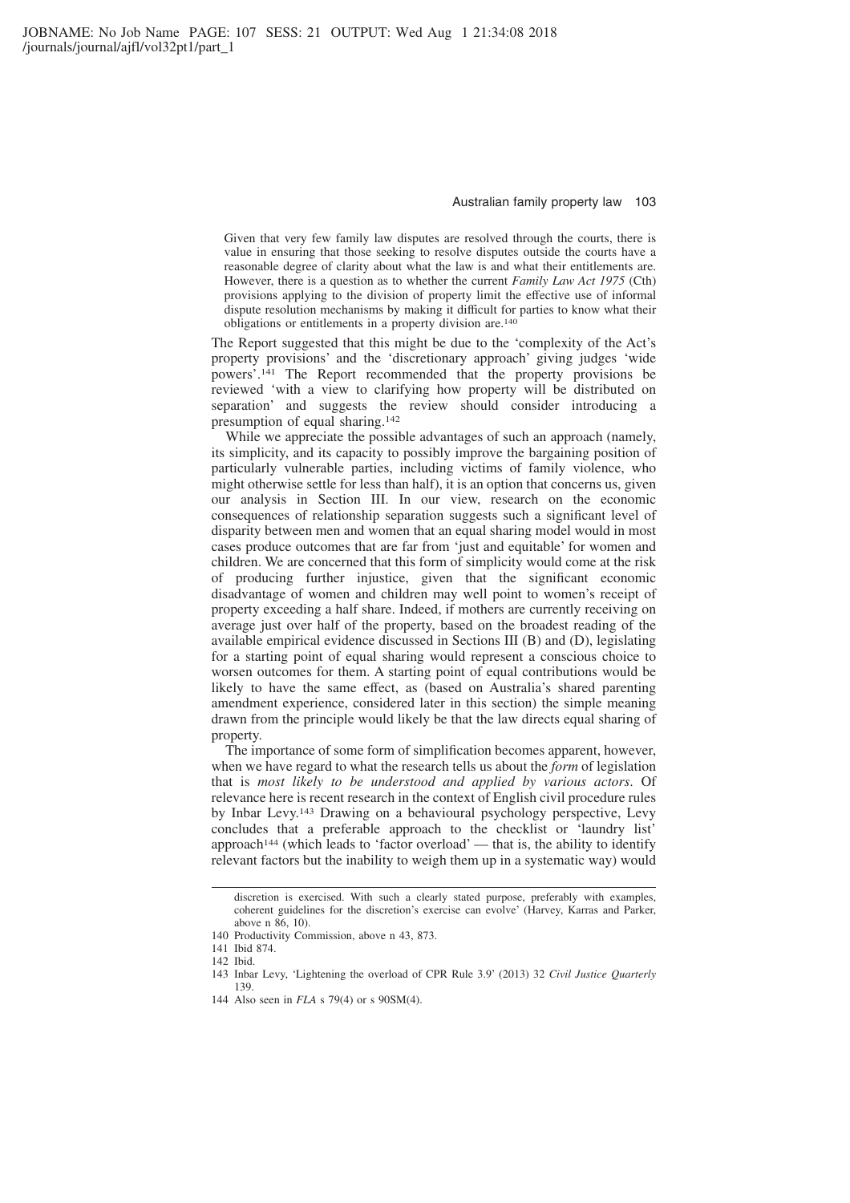> Given that very few family law disputes are resolved through the courts, there is value in ensuring that those seeking to resolve disputes outside the courts have a reasonable degree of clarity about what the law is and what their entitlements are. However, there is a question as to whether the current *Family Law Act 1975* (Cth) provisions applying to the division of property limit the effective use of informal dispute resolution mechanisms by making it difficult for parties to know what their obligations or entitlements in a property division are.[140]

The Report suggested that this might be due to the 'complexity of the Act's property provisions' and the 'discretionary approach' giving judges 'wide powers'.[141] The Report recommended that the property provisions be reviewed 'with a view to clarifying how property will be distributed on separation' and suggests the review should consider introducing a presumption of equal sharing.[142]

While we appreciate the possible advantages of such an approach (namely, its simplicity, and its capacity to possibly improve the bargaining position of particularly vulnerable parties, including victims of family violence, who might otherwise settle for less than half), it is an option that concerns us, given our analysis in Section III. In our view, research on the economic consequences of relationship separation suggests such a significant level of disparity between men and women that an equal sharing model would in most cases produce outcomes that are far from 'just and equitable' for women and children. We are concerned that this form of simplicity would come at the risk of producing further injustice, given that the significant economic disadvantage of women and children may well point to women's receipt of property exceeding a half share. Indeed, if mothers are currently receiving on average just over half of the property, based on the broadest reading of the available empirical evidence discussed in Sections III (B) and (D), legislating for a starting point of equal sharing would represent a conscious choice to worsen outcomes for them. A starting point of equal contributions would be likely to have the same effect, as (based on Australia's shared parenting amendment experience, considered later in this section) the simple meaning drawn from the principle would likely be that the law directs equal sharing of property.

The importance of some form of simplification becomes apparent, however, when we have regard to what the research tells us about the *form* of legislation that is *most likely to be understood and applied by various actors*. Of relevance here is recent research in the context of English civil procedure rules by Inbar Levy.[143] Drawing on a behavioural psychology perspective, Levy concludes that a preferable approach to the checklist or 'laundry list' approach[144] (which leads to 'factor overload' — that is, the ability to identify relevant factors but the inability to weigh them up in a systematic way) would

---

discretion is exercised. With such a clearly stated purpose, preferably with examples, coherent guidelines for the discretion's exercise can evolve' (Harvey, Karras and Parker, above n 86, 10).

140 Productivity Commission, above n 43, 873.

141 Ibid 874.

142 Ibid.

143 Inbar Levy, 'Lightening the overload of CPR Rule 3.9' (2013) 32 *Civil Justice Quarterly* 139.

144 Also seen in *FLA* s 79(4) or s 90SM(4).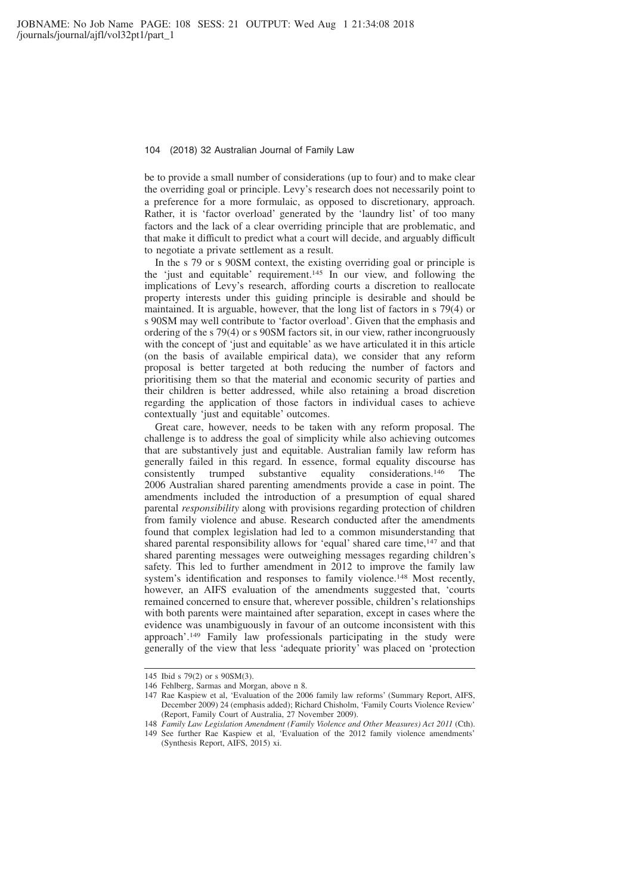be to provide a small number of considerations (up to four) and to make clear the overriding goal or principle. Levy's research does not necessarily point to a preference for a more formulaic, as opposed to discretionary, approach. Rather, it is 'factor overload' generated by the 'laundry list' of too many factors and the lack of a clear overriding principle that are problematic, and that make it difficult to predict what a court will decide, and arguably difficult to negotiate a private settlement as a result.

In the s 79 or s 90SM context, the existing overriding goal or principle is the 'just and equitable' requirement.[145] In our view, and following the implications of Levy's research, affording courts a discretion to reallocate property interests under this guiding principle is desirable and should be maintained. It is arguable, however, that the long list of factors in s 79(4) or s 90SM may well contribute to 'factor overload'. Given that the emphasis and ordering of the s 79(4) or s 90SM factors sit, in our view, rather incongruously with the concept of 'just and equitable' as we have articulated it in this article (on the basis of available empirical data), we consider that any reform proposal is better targeted at both reducing the number of factors and prioritising them so that the material and economic security of parties and their children is better addressed, while also retaining a broad discretion regarding the application of those factors in individual cases to achieve contextually 'just and equitable' outcomes.

Great care, however, needs to be taken with any reform proposal. The challenge is to address the goal of simplicity while also achieving outcomes that are substantively just and equitable. Australian family law reform has generally failed in this regard. In essence, formal equality discourse has consistently trumped substantive equality considerations.[146] The 2006 Australian shared parenting amendments provide a case in point. The amendments included the introduction of a presumption of equal shared parental *responsibility* along with provisions regarding protection of children from family violence and abuse. Research conducted after the amendments found that complex legislation had led to a common misunderstanding that shared parental responsibility allows for 'equal' shared care time,[147] and that shared parenting messages were outweighing messages regarding children's safety. This led to further amendment in 2012 to improve the family law system's identification and responses to family violence.[148] Most recently, however, an AIFS evaluation of the amendments suggested that, 'courts remained concerned to ensure that, wherever possible, children's relationships with both parents were maintained after separation, except in cases where the evidence was unambiguously in favour of an outcome inconsistent with this approach'.[149] Family law professionals participating in the study were generally of the view that less 'adequate priority' was placed on 'protection

---

145 Ibid s 79(2) or s 90SM(3).

146 Fehlberg, Sarmas and Morgan, above n 8.

147 Rae Kaspiew et al, 'Evaluation of the 2006 family law reforms' (Summary Report, AIFS, December 2009) 24 (emphasis added); Richard Chisholm, 'Family Courts Violence Review' (Report, Family Court of Australia, 27 November 2009).

148 *Family Law Legislation Amendment (Family Violence and Other Measures) Act 2011* (Cth).

149 See further Rae Kaspiew et al, 'Evaluation of the 2012 family violence amendments' (Synthesis Report, AIFS, 2015) xi.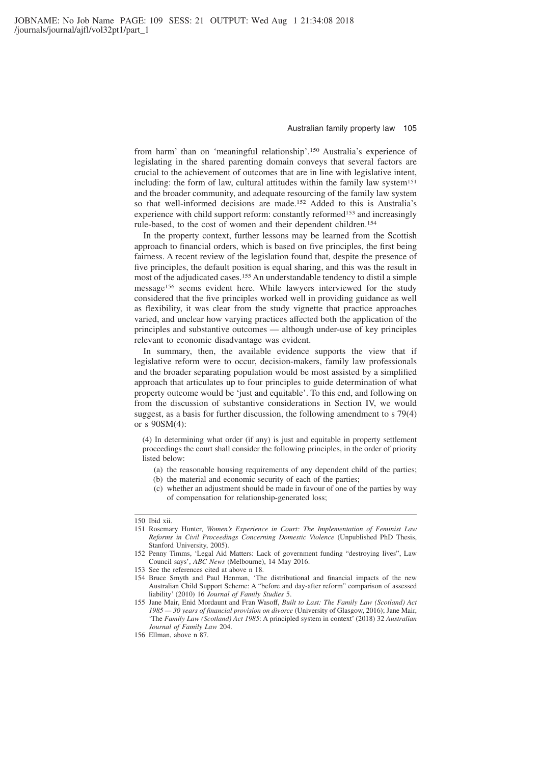from harm' than on 'meaningful relationship'.[150] Australia's experience of legislating in the shared parenting domain conveys that several factors are crucial to the achievement of outcomes that are in line with legislative intent, including: the form of law, cultural attitudes within the family law system[151] and the broader community, and adequate resourcing of the family law system so that well-informed decisions are made.[152] Added to this is Australia's experience with child support reform: constantly reformed[153] and increasingly rule-based, to the cost of women and their dependent children.[154]

In the property context, further lessons may be learned from the Scottish approach to financial orders, which is based on five principles, the first being fairness. A recent review of the legislation found that, despite the presence of five principles, the default position is equal sharing, and this was the result in most of the adjudicated cases.[155] An understandable tendency to distil a simple message[156] seems evident here. While lawyers interviewed for the study considered that the five principles worked well in providing guidance as well as flexibility, it was clear from the study vignette that practice approaches varied, and unclear how varying practices affected both the application of the principles and substantive outcomes — although under-use of key principles relevant to economic disadvantage was evident.

In summary, then, the available evidence supports the view that if legislative reform were to occur, decision-makers, family law professionals and the broader separating population would be most assisted by a simplified approach that articulates up to four principles to guide determination of what property outcome would be 'just and equitable'. To this end, and following on from the discussion of substantive considerations in Section IV, we would suggest, as a basis for further discussion, the following amendment to s 79(4) or s 90SM(4):

> (4) In determining what order (if any) is just and equitable in property settlement proceedings the court shall consider the following principles, in the order of priority listed below:
>
> (a) the reasonable housing requirements of any dependent child of the parties;
> (b) the material and economic security of each of the parties;
> (c) whether an adjustment should be made in favour of one of the parties by way of compensation for relationship-generated loss;

---

150 Ibid xii.

151 Rosemary Hunter, *Women's Experience in Court: The Implementation of Feminist Law Reforms in Civil Proceedings Concerning Domestic Violence* (Unpublished PhD Thesis, Stanford University, 2005).

152 Penny Timms, 'Legal Aid Matters: Lack of government funding "destroying lives", Law Council says', *ABC News* (Melbourne), 14 May 2016.

153 See the references cited at above n 18.

154 Bruce Smyth and Paul Henman, 'The distributional and financial impacts of the new Australian Child Support Scheme: A "before and day-after reform" comparison of assessed liability' (2010) 16 *Journal of Family Studies* 5.

155 Jane Mair, Enid Mordaunt and Fran Wasoff, *Built to Last: The Family Law (Scotland) Act 1985 — 30 years of financial provision on divorce* (University of Glasgow, 2016); Jane Mair, 'The *Family Law (Scotland) Act 1985*: A principled system in context' (2018) 32 *Australian Journal of Family Law* 204.

156 Ellman, above n 87.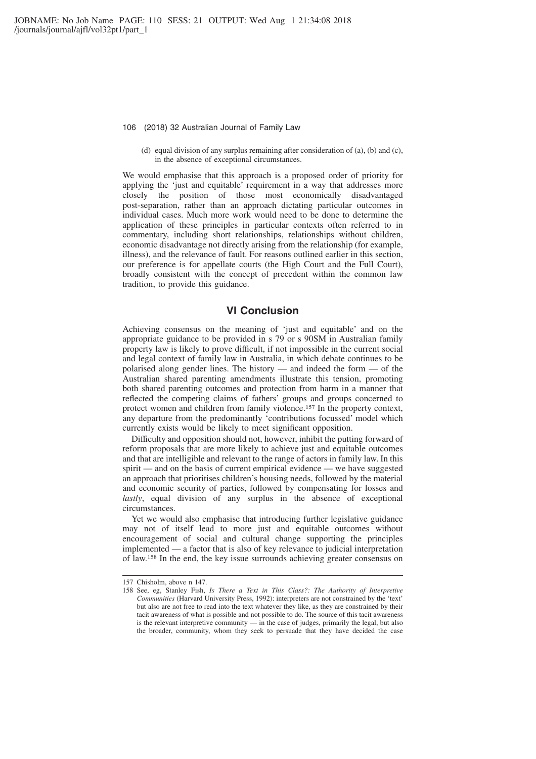(d) equal division of any surplus remaining after consideration of (a), (b) and (c), in the absence of exceptional circumstances.

We would emphasise that this approach is a proposed order of priority for applying the 'just and equitable' requirement in a way that addresses more closely the position of those most economically disadvantaged post-separation, rather than an approach dictating particular outcomes in individual cases. Much more work would need to be done to determine the application of these principles in particular contexts often referred to in commentary, including short relationships, relationships without children, economic disadvantage not directly arising from the relationship (for example, illness), and the relevance of fault. For reasons outlined earlier in this section, our preference is for appellate courts (the High Court and the Full Court), broadly consistent with the concept of precedent within the common law tradition, to provide this guidance.

## VI Conclusion

Achieving consensus on the meaning of 'just and equitable' and on the appropriate guidance to be provided in s 79 or s 90SM in Australian family property law is likely to prove difficult, if not impossible in the current social and legal context of family law in Australia, in which debate continues to be polarised along gender lines. The history — and indeed the form — of the Australian shared parenting amendments illustrate this tension, promoting both shared parenting outcomes and protection from harm in a manner that reflected the competing claims of fathers' groups and groups concerned to protect women and children from family violence.[157] In the property context, any departure from the predominantly 'contributions focussed' model which currently exists would be likely to meet significant opposition.

Difficulty and opposition should not, however, inhibit the putting forward of reform proposals that are more likely to achieve just and equitable outcomes and that are intelligible and relevant to the range of actors in family law. In this spirit — and on the basis of current empirical evidence — we have suggested an approach that prioritises children's housing needs, followed by the material and economic security of parties, followed by compensating for losses and *lastly*, equal division of any surplus in the absence of exceptional circumstances.

Yet we would also emphasise that introducing further legislative guidance may not of itself lead to more just and equitable outcomes without encouragement of social and cultural change supporting the principles implemented — a factor that is also of key relevance to judicial interpretation of law.[158] In the end, the key issue surrounds achieving greater consensus on

---

157 Chisholm, above n 147.

158 See, eg, Stanley Fish, *Is There a Text in This Class?: The Authority of Interpretive Communities* (Harvard University Press, 1992): interpreters are not constrained by the 'text' but also are not free to read into the text whatever they like, as they are constrained by their tacit awareness of what is possible and not possible to do. The source of this tacit awareness is the relevant interpretive community — in the case of judges, primarily the legal, but also the broader, community, whom they seek to persuade that they have decided the case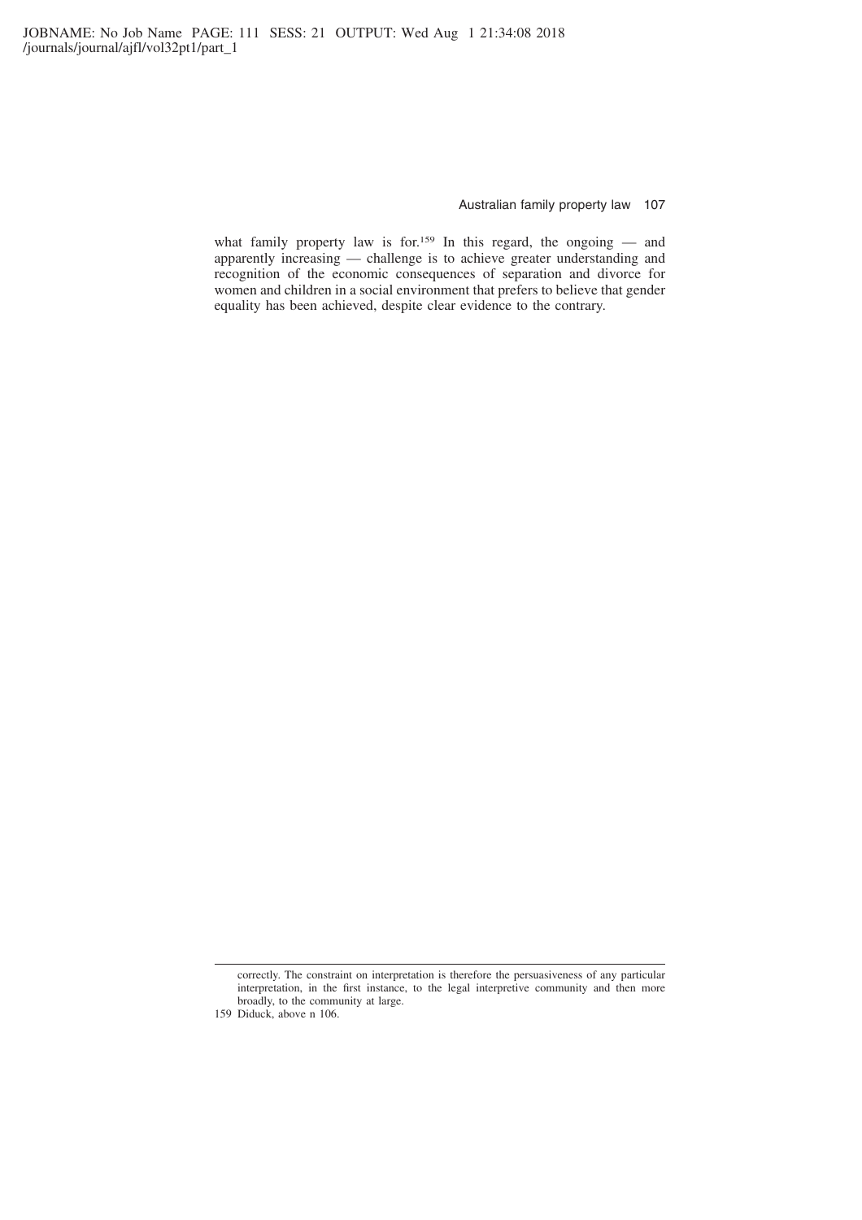what family property law is for.[159] In this regard, the ongoing — and apparently increasing — challenge is to achieve greater understanding and recognition of the economic consequences of separation and divorce for women and children in a social environment that prefers to believe that gender equality has been achieved, despite clear evidence to the contrary.

---

correctly. The constraint on interpretation is therefore the persuasiveness of any particular interpretation, in the first instance, to the legal interpretive community and then more broadly, to the community at large.

159 Diduck, above n 106.